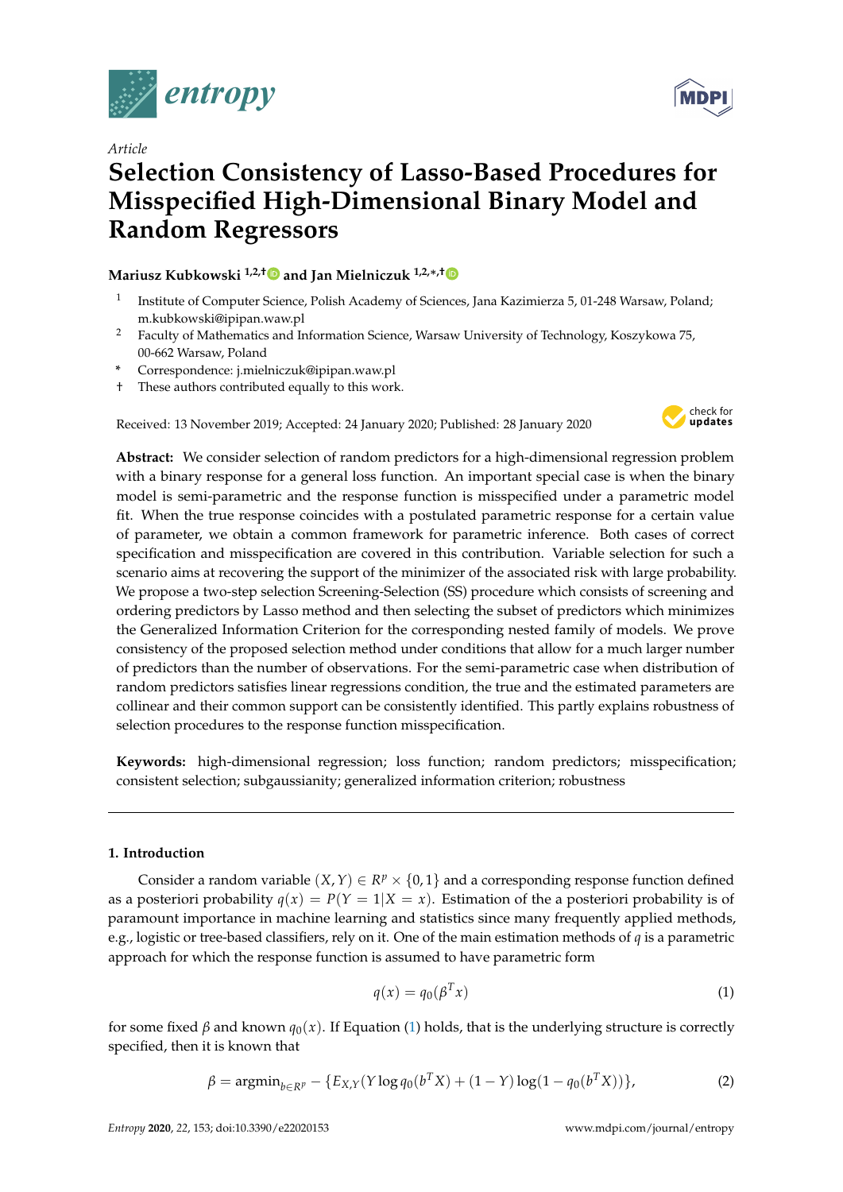*Article*

# Selection Consistency of Lasso-Based Procedures for Misspecified High-Dimensional Binary Model and Random Regressors

**Mariusz Kubkowski [1,2,†] and Jan Mielniczuk [1,2,*,†]**

[1] Institute of Computer Science, Polish Academy of Sciences, Jana Kazimierza 5, 01-248 Warsaw, Poland; m.kubkowski@ipipan.waw.pl

[2] Faculty of Mathematics and Information Science, Warsaw University of Technology, Koszykowa 75, 00-662 Warsaw, Poland

\* Correspondence: j.mielniczuk@ipipan.waw.pl

† These authors contributed equally to this work.

Received: 13 November 2019; Accepted: 24 January 2020; Published: 28 January 2020

**Abstract:** We consider selection of random predictors for a high-dimensional regression problem with a binary response for a general loss function. An important special case is when the binary model is semi-parametric and the response function is misspecified under a parametric model fit. When the true response coincides with a postulated parametric response for a certain value of parameter, we obtain a common framework for parametric inference. Both cases of correct specification and misspecification are covered in this contribution. Variable selection for such a scenario aims at recovering the support of the minimizer of the associated risk with large probability. We propose a two-step selection Screening-Selection (SS) procedure which consists of screening and ordering predictors by Lasso method and then selecting the subset of predictors which minimizes the Generalized Information Criterion for the corresponding nested family of models. We prove consistency of the proposed selection method under conditions that allow for a much larger number of predictors than the number of observations. For the semi-parametric case when distribution of random predictors satisfies linear regressions condition, the true and the estimated parameters are collinear and their common support can be consistently identified. This partly explains robustness of selection procedures to the response function misspecification.

**Keywords:** high-dimensional regression; loss function; random predictors; misspecification; consistent selection; subgaussianity; generalized information criterion; robustness

## 1. Introduction

Consider a random variable $(X, Y) \in R^p \times \{0, 1\}$ and a corresponding response function defined as a posteriori probability $q(x) = P(Y = 1|X = x)$. Estimation of the a posteriori probability is of paramount importance in machine learning and statistics since many frequently applied methods, e.g., logistic or tree-based classifiers, rely on it. One of the main estimation methods of $q$ is a parametric approach for which the response function is assumed to have parametric form

$$q(x) = q_0(\beta^T x) \tag{1}$$

for some fixed $\beta$ and known $q_0(x)$. If Equation (1) holds, that is the underlying structure is correctly specified, then it is known that

$$\beta = \text{argmin}_{b \in R^p} - \{E_{X,Y}(Y \log q_0(b^T X) + (1 - Y) \log(1 - q_0(b^T X))\}, \tag{2}$$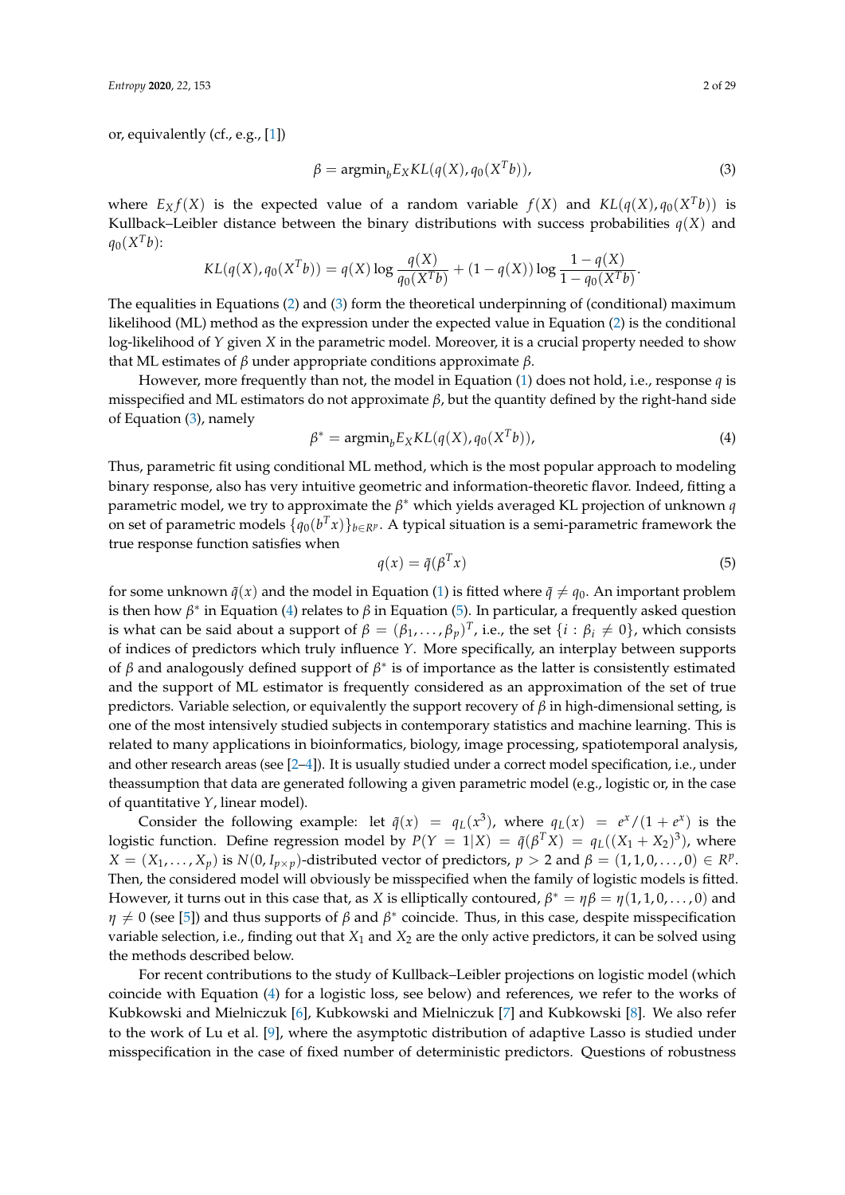or, equivalently (cf., e.g., [1])

$$\beta = \text{argmin}_b E_X KL(q(X), q_0(X^T b)), \tag{3}$$

where $E_X f(X)$ is the expected value of a random variable $f(X)$ and $KL(q(X), q_0(X^T b))$ is Kullback–Leibler distance between the binary distributions with success probabilities $q(X)$ and $q_0(X^T b)$:

$$KL(q(X), q_0(X^T b)) = q(X) \log \frac{q(X)}{q_0(X^T b)} + (1 - q(X)) \log \frac{1 - q(X)}{1 - q_0(X^T b)}.$$

The equalities in Equations (2) and (3) form the theoretical underpinning of (conditional) maximum likelihood (ML) method as the expression under the expected value in Equation (2) is the conditional log-likelihood of $Y$ given $X$ in the parametric model. Moreover, it is a crucial property needed to show that ML estimates of $\beta$ under appropriate conditions approximate $\beta$.

However, more frequently than not, the model in Equation (1) does not hold, i.e., response $q$ is misspecified and ML estimators do not approximate $\beta$, but the quantity defined by the right-hand side of Equation (3), namely

$$\beta^* = \text{argmin}_b E_X KL(q(X), q_0(X^T b)), \tag{4}$$

Thus, parametric fit using conditional ML method, which is the most popular approach to modeling binary response, also has very intuitive geometric and information-theoretic flavor. Indeed, fitting a parametric model, we try to approximate the $\beta^*$ which yields averaged KL projection of unknown $q$ on set of parametric models $\{q_0(b^T x)\}_{b \in R^p}$. A typical situation is a semi-parametric framework the true response function satisfies when

$$q(x) = \tilde{q}(\beta^T x) \tag{5}$$

for some unknown $\tilde{q}(x)$ and the model in Equation (1) is fitted where $\tilde{q} \neq q_0$. An important problem is then how $\beta^*$ in Equation (4) relates to $\beta$ in Equation (5). In particular, a frequently asked question is what can be said about a support of $\beta = (\beta_1, \ldots, \beta_p)^T$, i.e., the set $\{i : \beta_i \neq 0\}$, which consists of indices of predictors which truly influence $Y$. More specifically, an interplay between supports of $\beta$ and analogously defined support of $\beta^*$ is of importance as the latter is consistently estimated and the support of ML estimator is frequently considered as an approximation of the set of true predictors. Variable selection, or equivalently the support recovery of $\beta$ in high-dimensional setting, is one of the most intensively studied subjects in contemporary statistics and machine learning. This is related to many applications in bioinformatics, biology, image processing, spatiotemporal analysis, and other research areas (see [2–4]). It is usually studied under a correct model specification, i.e., under theassumption that data are generated following a given parametric model (e.g., logistic or, in the case of quantitative $Y$, linear model).

Consider the following example: let $\tilde{q}(x) = q_L(x^3)$, where $q_L(x) = e^x/(1 + e^x)$ is the logistic function. Define regression model by $P(Y = 1|X) = \tilde{q}(\beta^T X) = q_L((X_1 + X_2)^3)$, where $X = (X_1, \ldots, X_p)$ is $N(0, I_{p \times p})$-distributed vector of predictors, $p > 2$ and $\beta = (1, 1, 0, \ldots, 0) \in R^p$. Then, the considered model will obviously be misspecified when the family of logistic models is fitted. However, it turns out in this case that, as $X$ is elliptically contoured, $\beta^* = \eta\beta = \eta(1, 1, 0, \ldots, 0)$ and $\eta \neq 0$ (see [5]) and thus supports of $\beta$ and $\beta^*$ coincide. Thus, in this case, despite misspecification variable selection, i.e., finding out that $X_1$ and $X_2$ are the only active predictors, it can be solved using the methods described below.

For recent contributions to the study of Kullback–Leibler projections on logistic model (which coincide with Equation (4) for a logistic loss, see below) and references, we refer to the works of Kubkowski and Mielniczuk [6], Kubkowski and Mielniczuk [7] and Kubkowski [8]. We also refer to the work of Lu et al. [9], where the asymptotic distribution of adaptive Lasso is studied under misspecification in the case of fixed number of deterministic predictors. Questions of robustness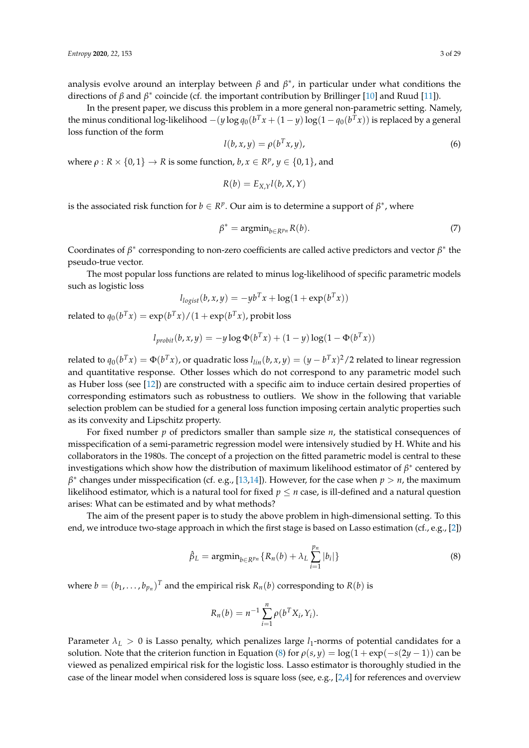analysis evolve around an interplay between $\beta$ and $\beta^*$, in particular under what conditions the directions of $\beta$ and $\beta^*$ coincide (cf. the important contribution by Brillinger [10] and Ruud [11]).

In the present paper, we discuss this problem in a more general non-parametric setting. Namely, the minus conditional log-likelihood $-(y \log q_0(b^T x + (1-y)\log(1-q_0(b^T x))$ is replaced by a general loss function of the form

$$l(b, x, y) = \rho(b^T x, y), \tag{6}$$

where $\rho : R \times \{0,1\} \to R$ is some function, $b, x \in R^p$, $y \in \{0,1\}$, and

$$R(b) = E_{X,Y} l(b, X, Y)$$

is the associated risk function for $b \in R^p$. Our aim is to determine a support of $\beta^*$, where

$$\beta^* = \text{argmin}_{b \in R^{p_n}} R(b). \tag{7}$$

Coordinates of $\beta^*$ corresponding to non-zero coefficients are called active predictors and vector $\beta^*$ the pseudo-true vector.

The most popular loss functions are related to minus log-likelihood of specific parametric models such as logistic loss

$$l_{logist}(b, x, y) = -y b^T x + \log(1 + \exp(b^T x))$$

related to $q_0(b^T x) = \exp(b^T x)/(1 + \exp(b^T x))$, probit loss

$$l_{probit}(b, x, y) = -y \log \Phi(b^T x) + (1-y)\log(1 - \Phi(b^T x))$$

related to $q_0(b^T x) = \Phi(b^T x)$, or quadratic loss $l_{lin}(b, x, y) = (y - b^T x)^2/2$ related to linear regression and quantitative response. Other losses which do not correspond to any parametric model such as Huber loss (see [12]) are constructed with a specific aim to induce certain desired properties of corresponding estimators such as robustness to outliers. We show in the following that variable selection problem can be studied for a general loss function imposing certain analytic properties such as its convexity and Lipschitz property.

For fixed number $p$ of predictors smaller than sample size $n$, the statistical consequences of misspecification of a semi-parametric regression model were intensively studied by H. White and his collaborators in the 1980s. The concept of a projection on the fitted parametric model is central to these investigations which show how the distribution of maximum likelihood estimator of $\beta^*$ centered by $\beta^*$ changes under misspecification (cf. e.g., [13,14]). However, for the case when $p > n$, the maximum likelihood estimator, which is a natural tool for fixed $p \le n$ case, is ill-defined and a natural question arises: What can be estimated and by what methods?

The aim of the present paper is to study the above problem in high-dimensional setting. To this end, we introduce two-stage approach in which the first stage is based on Lasso estimation (cf., e.g., [2])

$$\hat{\beta}_L = \text{argmin}_{b \in R^{p_n}} \{R_n(b) + \lambda_L \sum_{i=1}^{p_n} |b_i|\} \tag{8}$$

where $b = (b_1, \ldots, b_{p_n})^T$ and the empirical risk $R_n(b)$ corresponding to $R(b)$ is

$$R_n(b) = n^{-1} \sum_{i=1}^{n} \rho(b^T X_i, Y_i).$$

Parameter $\lambda_L > 0$ is Lasso penalty, which penalizes large $l_1$-norms of potential candidates for a solution. Note that the criterion function in Equation (8) for $\rho(s, y) = \log(1 + \exp(-s(2y-1))$ can be viewed as penalized empirical risk for the logistic loss. Lasso estimator is thoroughly studied in the case of the linear model when considered loss is square loss (see, e.g., [2,4] for references and overview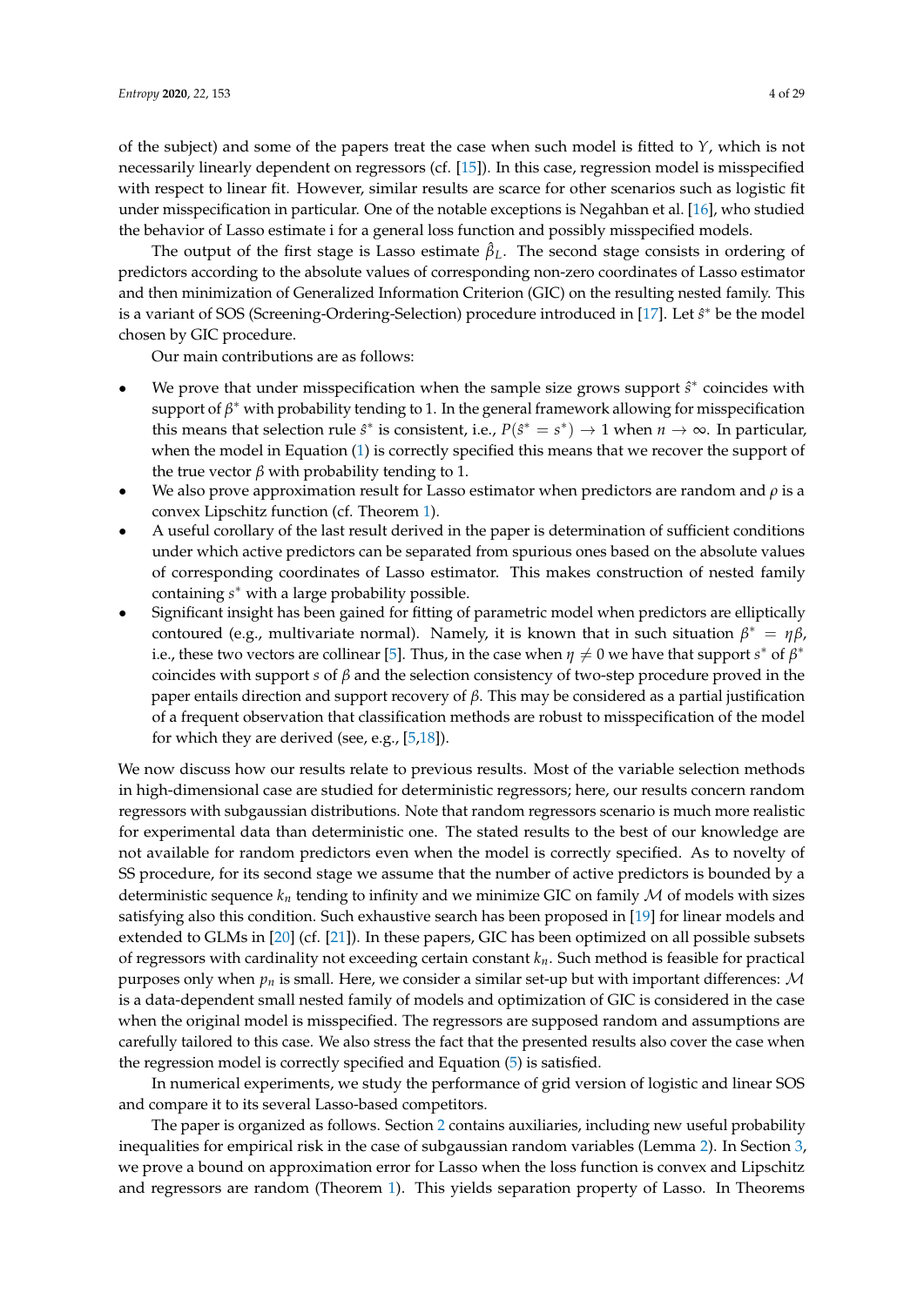of the subject) and some of the papers treat the case when such model is fitted to $Y$, which is not necessarily linearly dependent on regressors (cf. [15]). In this case, regression model is misspecified with respect to linear fit. However, similar results are scarce for other scenarios such as logistic fit under misspecification in particular. One of the notable exceptions is Negahban et al. [16], who studied the behavior of Lasso estimate i for a general loss function and possibly misspecified models.

The output of the first stage is Lasso estimate $\hat{\beta}_L$. The second stage consists in ordering of predictors according to the absolute values of corresponding non-zero coordinates of Lasso estimator and then minimization of Generalized Information Criterion (GIC) on the resulting nested family. This is a variant of SOS (Screening-Ordering-Selection) procedure introduced in [17]. Let $\hat{s}^*$ be the model chosen by GIC procedure.

Our main contributions are as follows:

- We prove that under misspecification when the sample size grows support $\hat{s}^*$ coincides with support of $\beta^*$ with probability tending to 1. In the general framework allowing for misspecification this means that selection rule $\hat{s}^*$ is consistent, i.e., $P(\hat{s}^* = s^*) \to 1$ when $n \to \infty$. In particular, when the model in Equation (1) is correctly specified this means that we recover the support of the true vector $\beta$ with probability tending to 1.
- We also prove approximation result for Lasso estimator when predictors are random and $\rho$ is a convex Lipschitz function (cf. Theorem 1).
- A useful corollary of the last result derived in the paper is determination of sufficient conditions under which active predictors can be separated from spurious ones based on the absolute values of corresponding coordinates of Lasso estimator. This makes construction of nested family containing $s^*$ with a large probability possible.
- Significant insight has been gained for fitting of parametric model when predictors are elliptically contoured (e.g., multivariate normal). Namely, it is known that in such situation $\beta^* = \eta\beta$, i.e., these two vectors are collinear [5]. Thus, in the case when $\eta \neq 0$ we have that support $s^*$ of $\beta^*$ coincides with support $s$ of $\beta$ and the selection consistency of two-step procedure proved in the paper entails direction and support recovery of $\beta$. This may be considered as a partial justification of a frequent observation that classification methods are robust to misspecification of the model for which they are derived (see, e.g., [5,18]).

We now discuss how our results relate to previous results. Most of the variable selection methods in high-dimensional case are studied for deterministic regressors; here, our results concern random regressors with subgaussian distributions. Note that random regressors scenario is much more realistic for experimental data than deterministic one. The stated results to the best of our knowledge are not available for random predictors even when the model is correctly specified. As to novelty of SS procedure, for its second stage we assume that the number of active predictors is bounded by a deterministic sequence $k_n$ tending to infinity and we minimize GIC on family $\mathcal{M}$ of models with sizes satisfying also this condition. Such exhaustive search has been proposed in [19] for linear models and extended to GLMs in [20] (cf. [21]). In these papers, GIC has been optimized on all possible subsets of regressors with cardinality not exceeding certain constant $k_n$. Such method is feasible for practical purposes only when $p_n$ is small. Here, we consider a similar set-up but with important differences: $\mathcal{M}$ is a data-dependent small nested family of models and optimization of GIC is considered in the case when the original model is misspecified. The regressors are supposed random and assumptions are carefully tailored to this case. We also stress the fact that the presented results also cover the case when the regression model is correctly specified and Equation (5) is satisfied.

In numerical experiments, we study the performance of grid version of logistic and linear SOS and compare it to its several Lasso-based competitors.

The paper is organized as follows. Section 2 contains auxiliaries, including new useful probability inequalities for empirical risk in the case of subgaussian random variables (Lemma 2). In Section 3, we prove a bound on approximation error for Lasso when the loss function is convex and Lipschitz and regressors are random (Theorem 1). This yields separation property of Lasso. In Theorems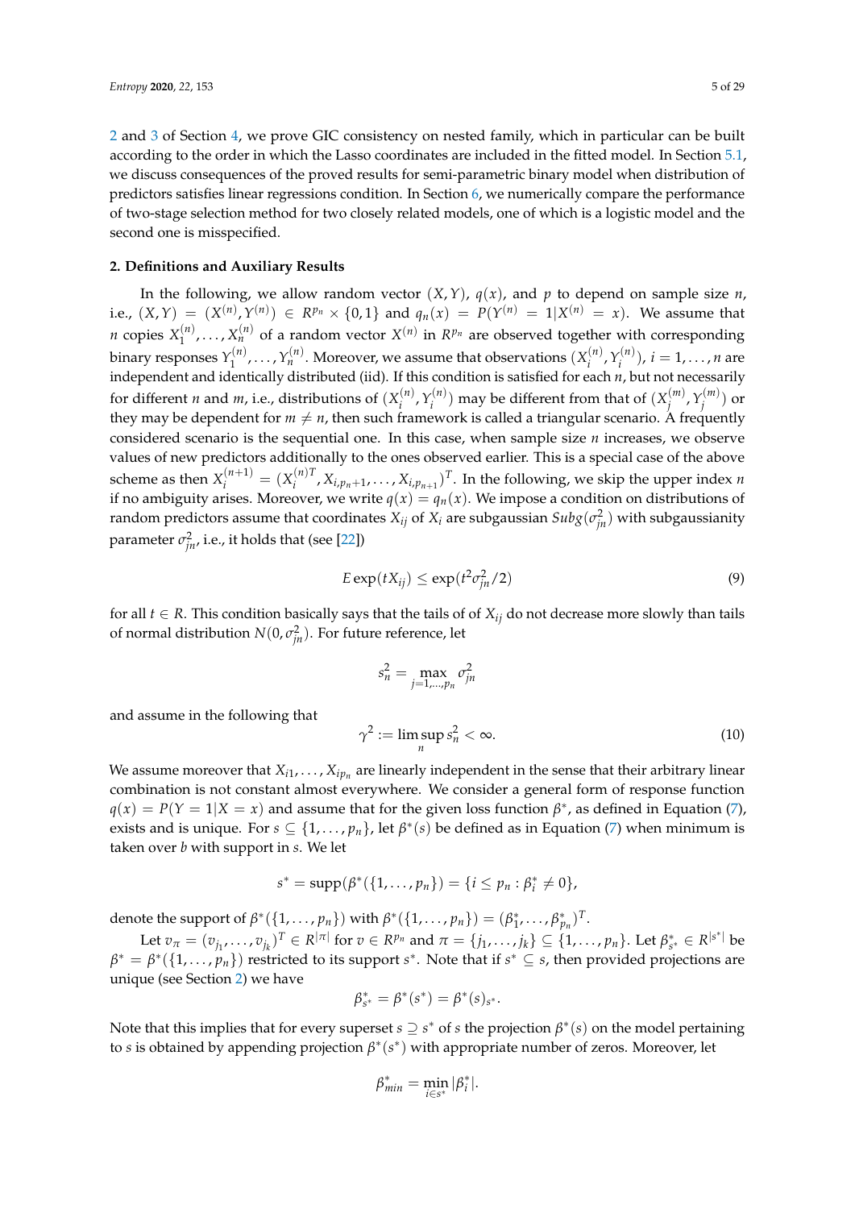2 and 3 of Section 4, we prove GIC consistency on nested family, which in particular can be built according to the order in which the Lasso coordinates are included in the fitted model. In Section 5.1, we discuss consequences of the proved results for semi-parametric binary model when distribution of predictors satisfies linear regressions condition. In Section 6, we numerically compare the performance of two-stage selection method for two closely related models, one of which is a logistic model and the second one is misspecified.

## 2. Definitions and Auxiliary Results

In the following, we allow random vector $(X, Y)$, $q(x)$, and $p$ to depend on sample size $n$, i.e., $(X, Y) = (X^{(n)}, Y^{(n)}) \in R^{p_n} \times \{0, 1\}$ and $q_n(x) = P(Y^{(n)} = 1 | X^{(n)} = x)$. We assume that $n$ copies $X_1^{(n)}, \ldots, X_n^{(n)}$ of a random vector $X^{(n)}$ in $R^{p_n}$ are observed together with corresponding binary responses $Y_1^{(n)}, \ldots, Y_n^{(n)}$. Moreover, we assume that observations $(X_i^{(n)}, Y_i^{(n)})$, $i = 1, \ldots, n$ are independent and identically distributed (iid). If this condition is satisfied for each $n$, but not necessarily for different $n$ and $m$, i.e., distributions of $(X_i^{(n)}, Y_i^{(n)})$ may be different from that of $(X_j^{(m)}, Y_j^{(m)})$ or they may be dependent for $m \neq n$, then such framework is called a triangular scenario. A frequently considered scenario is the sequential one. In this case, when sample size $n$ increases, we observe values of new predictors additionally to the ones observed earlier. This is a special case of the above scheme as then $X_i^{(n+1)} = (X_i^{(n)T}, X_{i,p_n+1}, \ldots, X_{i,p_{n+1}})^T$. In the following, we skip the upper index $n$ if no ambiguity arises. Moreover, we write $q(x) = q_n(x)$. We impose a condition on distributions of random predictors assume that coordinates $X_{ij}$ of $X_i$ are subgaussian $Subg(\sigma_{jn}^2)$ with subgaussianity parameter $\sigma_{jn}^2$, i.e., it holds that (see [22])

$$E \exp(tX_{ij}) \leq \exp(t^2 \sigma_{jn}^2 / 2) \tag{9}$$

for all $t \in R$. This condition basically says that the tails of of $X_{ij}$ do not decrease more slowly than tails of normal distribution $N(0, \sigma_{jn}^2)$. For future reference, let

$$s_n^2 = \max_{j=1,\ldots,p_n} \sigma_{jn}^2$$

and assume in the following that

$$\gamma^2 := \limsup_n s_n^2 < \infty. \tag{10}$$

We assume moreover that $X_{i1}, \ldots, X_{ip_n}$ are linearly independent in the sense that their arbitrary linear combination is not constant almost everywhere. We consider a general form of response function $q(x) = P(Y = 1 | X = x)$ and assume that for the given loss function $\beta^*$, as defined in Equation (7), exists and is unique. For $s \subseteq \{1, \ldots, p_n\}$, let $\beta^*(s)$ be defined as in Equation (7) when minimum is taken over $b$ with support in $s$. We let

$$s^* = \text{supp}(\beta^*(\{1, \ldots, p_n\}) = \{i \leq p_n : \beta_i^* \neq 0\},$$

denote the support of $\beta^*(\{1, \ldots, p_n\})$ with $\beta^*(\{1, \ldots, p_n\}) = (\beta_1^*, \ldots, \beta_{p_n}^*)^T$.

Let $v_\pi = (v_{j_1}, \ldots, v_{j_k})^T \in R^{|\pi|}$ for $v \in R^{p_n}$ and $\pi = \{j_1, \ldots, j_k\} \subseteq \{1, \ldots, p_n\}$. Let $\beta_{s^*}^* \in R^{|s^*|}$ be $\beta^* = \beta^*(\{1, \ldots, p_n\})$ restricted to its support $s^*$. Note that if $s^* \subseteq s$, then provided projections are unique (see Section 2) we have

$$\beta_{s^*}^* = \beta^*(s^*) = \beta^*(s)_{s^*}.$$

Note that this implies that for every superset $s \supseteq s^*$ of $s$ the projection $\beta^*(s)$ on the model pertaining to $s$ is obtained by appending projection $\beta^*(s^*)$ with appropriate number of zeros. Moreover, let

$$\beta_{min}^* = \min_{i \in s^*} |\beta_i^*|.$$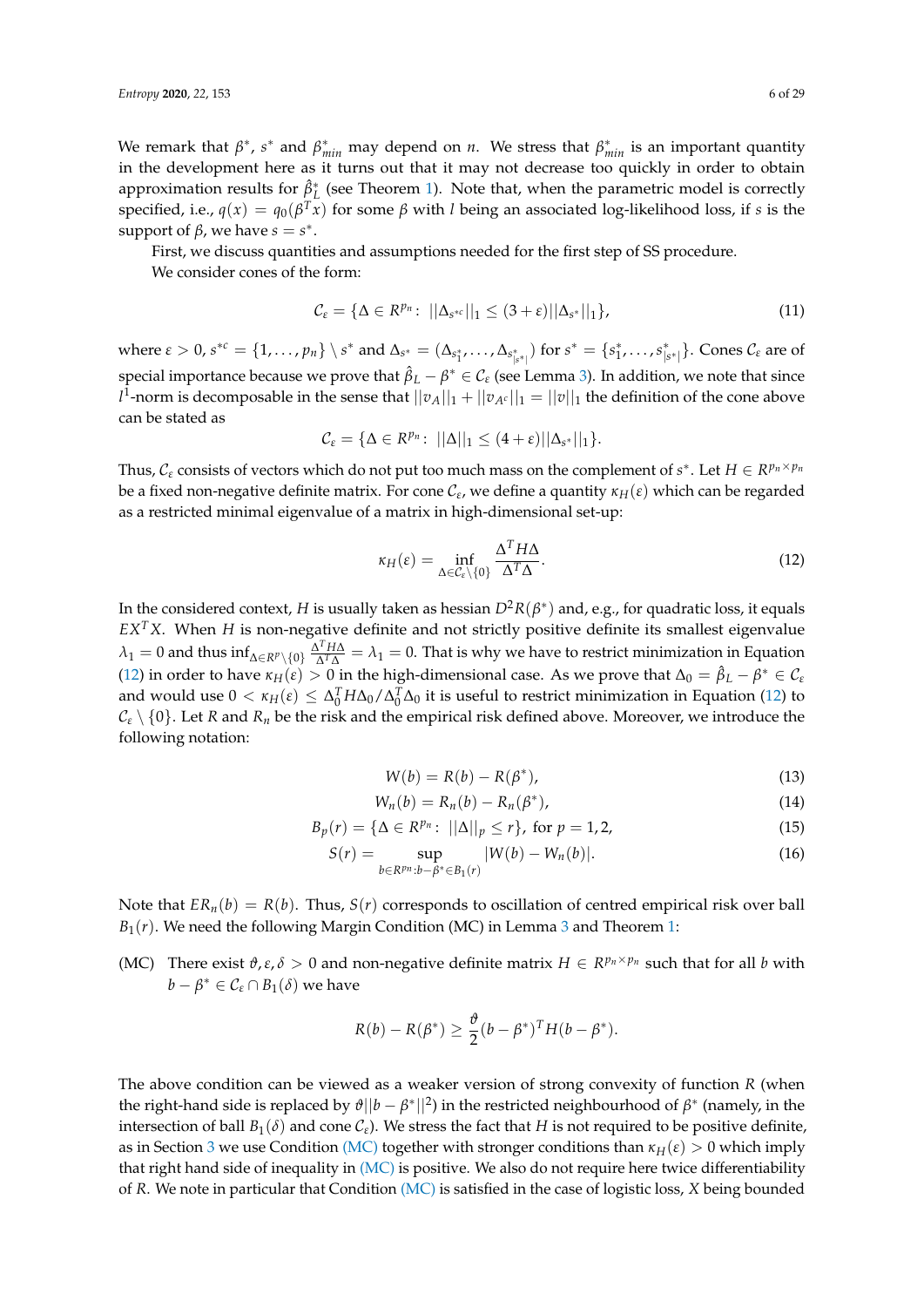We remark that $\beta^*$, $s^*$ and $\beta^*_{min}$ may depend on $n$. We stress that $\beta^*_{min}$ is an important quantity in the development here as it turns out that it may not decrease too quickly in order to obtain approximation results for $\hat{\beta}^*_L$ (see Theorem 1). Note that, when the parametric model is correctly specified, i.e., $q(x) = q_0(\beta^T x)$ for some $\beta$ with $l$ being an associated log-likelihood loss, if $s$ is the support of $\beta$, we have $s = s^*$.

First, we discuss quantities and assumptions needed for the first step of SS procedure.

We consider cones of the form:

$$\mathcal{C}_\varepsilon = \{\Delta \in R^{p_n}: \ ||\Delta_{s^{*c}}||_1 \leq (3+\varepsilon)||\Delta_{s^*}||_1\}, \tag{11}$$

where $\varepsilon > 0$, $s^{*c} = \{1, \ldots, p_n\} \setminus s^*$ and $\Delta_{s^*} = (\Delta_{s^*_1}, \ldots, \Delta_{s^*_{|s^*|}})$ for $s^* = \{s^*_1, \ldots, s^*_{|s^*|}\}$. Cones $\mathcal{C}_\varepsilon$ are of special importance because we prove that $\hat{\beta}_L - \beta^* \in \mathcal{C}_\varepsilon$ (see Lemma 3). In addition, we note that since $l^1$-norm is decomposable in the sense that $||v_A||_1 + ||v_{A^c}||_1 = ||v||_1$ the definition of the cone above can be stated as

$$\mathcal{C}_\varepsilon = \{\Delta \in R^{p_n}: \ ||\Delta||_1 \leq (4+\varepsilon)||\Delta_{s^*}||_1\}.$$

Thus, $\mathcal{C}_\varepsilon$ consists of vectors which do not put too much mass on the complement of $s^*$. Let $H \in R^{p_n \times p_n}$ be a fixed non-negative definite matrix. For cone $\mathcal{C}_\varepsilon$, we define a quantity $\kappa_H(\varepsilon)$ which can be regarded as a restricted minimal eigenvalue of a matrix in high-dimensional set-up:

$$\kappa_H(\varepsilon) = \inf_{\Delta \in \mathcal{C}_\varepsilon \setminus \{0\}} \frac{\Delta^T H \Delta}{\Delta^T \Delta}. \tag{12}$$

In the considered context, $H$ is usually taken as hessian $D^2 R(\beta^*)$ and, e.g., for quadratic loss, it equals $EX^T X$. When $H$ is non-negative definite and not strictly positive definite its smallest eigenvalue $\lambda_1 = 0$ and thus $\inf_{\Delta \in R^p \setminus \{0\}} \frac{\Delta^T H \Delta}{\Delta^T \Delta} = \lambda_1 = 0$. That is why we have to restrict minimization in Equation (12) in order to have $\kappa_H(\varepsilon) > 0$ in the high-dimensional case. As we prove that $\Delta_0 = \hat{\beta}_L - \beta^* \in \mathcal{C}_\varepsilon$ and would use $0 < \kappa_H(\varepsilon) \leq \Delta_0^T H \Delta_0 / \Delta_0^T \Delta_0$ it is useful to restrict minimization in Equation (12) to $\mathcal{C}_\varepsilon \setminus \{0\}$. Let $R$ and $R_n$ be the risk and the empirical risk defined above. Moreover, we introduce the following notation:

$$W(b) = R(b) - R(\beta^*), \tag{13}$$

$$W_n(b) = R_n(b) - R_n(\beta^*), \tag{14}$$

$$B_p(r) = \{\Delta \in R^{p_n}: \ ||\Delta||_p \leq r\}, \text{ for } p = 1, 2, \tag{15}$$

$$S(r) = \sup_{b \in R^{p_n}: b - \beta^* \in B_1(r)} |W(b) - W_n(b)|. \tag{16}$$

Note that $ER_n(b) = R(b)$. Thus, $S(r)$ corresponds to oscillation of centred empirical risk over ball $B_1(r)$. We need the following Margin Condition (MC) in Lemma 3 and Theorem 1:

(MC) There exist $\vartheta, \varepsilon, \delta > 0$ and non-negative definite matrix $H \in R^{p_n \times p_n}$ such that for all $b$ with $b - \beta^* \in \mathcal{C}_\varepsilon \cap B_1(\delta)$ we have

$$R(b) - R(\beta^*) \geq \frac{\vartheta}{2}(b - \beta^*)^T H (b - \beta^*).$$

The above condition can be viewed as a weaker version of strong convexity of function $R$ (when the right-hand side is replaced by $\vartheta||b - \beta^*||^2$) in the restricted neighbourhood of $\beta^*$ (namely, in the intersection of ball $B_1(\delta)$ and cone $\mathcal{C}_\varepsilon$). We stress the fact that $H$ is not required to be positive definite, as in Section 3 we use Condition (MC) together with stronger conditions than $\kappa_H(\varepsilon) > 0$ which imply that right hand side of inequality in (MC) is positive. We also do not require here twice differentiability of $R$. We note in particular that Condition (MC) is satisfied in the case of logistic loss, $X$ being bounded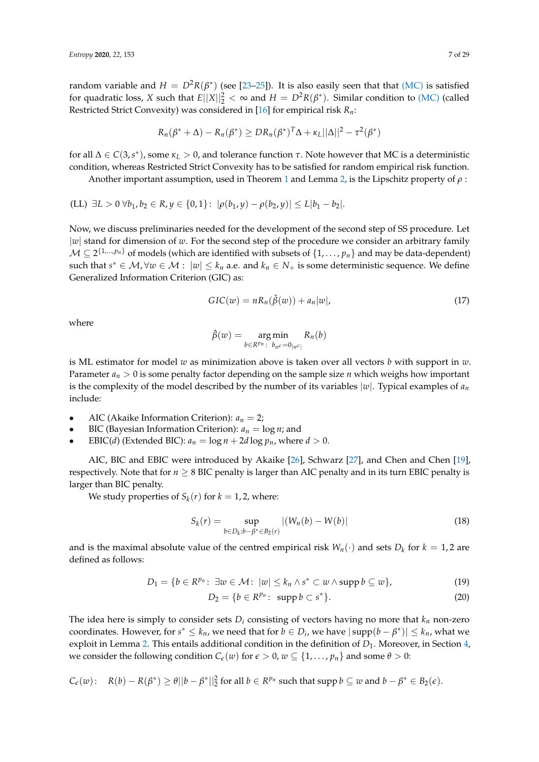random variable and $H = D^2R(\beta^*)$ (see [23–25]). It is also easily seen that that (MC) is satisfied for quadratic loss, $X$ such that $E||X||_2^2 < \infty$ and $H = D^2R(\beta^*)$. Similar condition to (MC) (called Restricted Strict Convexity) was considered in [16] for empirical risk $R_n$:

$$R_n(\beta^* + \Delta) - R_n(\beta^*) \geq DR_n(\beta^*)^T\Delta + \kappa_L||\Delta||^2 - \tau^2(\beta^*)$$

for all $\Delta \in C(3, s^*)$, some $\kappa_L > 0$, and tolerance function $\tau$. Note however that MC is a deterministic condition, whereas Restricted Strict Convexity has to be satisfied for random empirical risk function.

Another important assumption, used in Theorem 1 and Lemma 2, is the Lipschitz property of $\rho$ :

(LL) $\exists L > 0\ \forall b_1, b_2 \in R, y \in \{0, 1\}\colon\ |\rho(b_1, y) - \rho(b_2, y)| \leq L|b_1 - b_2|.$

Now, we discuss preliminaries needed for the development of the second step of SS procedure. Let $|w|$ stand for dimension of $w$. For the second step of the procedure we consider an arbitrary family $\mathcal{M} \subseteq 2^{\{1,\ldots,p_n\}}$ of models (which are identified with subsets of $\{1, \ldots, p_n\}$ and may be data-dependent) such that $s^* \in \mathcal{M}, \forall w \in \mathcal{M}:\ |w| \leq k_n$ a.e. and $k_n \in N_+$ is some deterministic sequence. We define Generalized Information Criterion (GIC) as:

$$GIC(w) = nR_n(\hat{\beta}(w)) + a_n|w|, \tag{17}$$

where

$$\hat{\beta}(w) = \underset{b \in R^{p_n}:\ b_{w^c} = 0_{|w^c|}}{\arg\min} R_n(b)$$

is ML estimator for model $w$ as minimization above is taken over all vectors $b$ with support in $w$. Parameter $a_n > 0$ is some penalty factor depending on the sample size $n$ which weighs how important is the complexity of the model described by the number of its variables $|w|$. Typical examples of $a_n$ include:

- AIC (Akaike Information Criterion): $a_n = 2$;
- BIC (Bayesian Information Criterion): $a_n = \log n$; and
- EBIC($d$) (Extended BIC): $a_n = \log n + 2d \log p_n$, where $d > 0$.

AIC, BIC and EBIC were introduced by Akaike [26], Schwarz [27], and Chen and Chen [19], respectively. Note that for $n \geq 8$ BIC penalty is larger than AIC penalty and in its turn EBIC penalty is larger than BIC penalty.

We study properties of $S_k(r)$ for $k = 1, 2$, where:

$$S_k(r) = \sup_{b \in D_k : b - \beta^* \in B_2(r)} |(W_n(b) - W(b)| \tag{18}$$

and is the maximal absolute value of the centred empirical risk $W_n(\cdot)$ and sets $D_k$ for $k = 1, 2$ are defined as follows:

$$D_1 = \{b \in R^{p_n}:\ \exists w \in \mathcal{M}\colon\ |w| \leq k_n \wedge s^* \subset w \wedge \operatorname{supp} b \subseteq w\}, \tag{19}$$

$$D_2 = \{b \in R^{p_n}:\ \operatorname{supp} b \subset s^*\}. \tag{20}$$

The idea here is simply to consider sets $D_i$ consisting of vectors having no more that $k_n$ non-zero coordinates. However, for $s^* \leq k_n$, we need that for $b \in D_i$, we have $|\operatorname{supp}(b - \beta^*)| \leq k_n$, what we exploit in Lemma 2. This entails additional condition in the definition of $D_1$. Moreover, in Section 4, we consider the following condition $C_\epsilon(w)$ for $\epsilon > 0$, $w \subseteq \{1, \ldots, p_n\}$ and some $\theta > 0$:

$C_\epsilon(w)\colon\quad R(b) - R(\beta^*) \geq \theta||b - \beta^*||_2^2$ for all $b \in R^{p_n}$ such that $\operatorname{supp} b \subseteq w$ and $b - \beta^* \in B_2(\epsilon)$.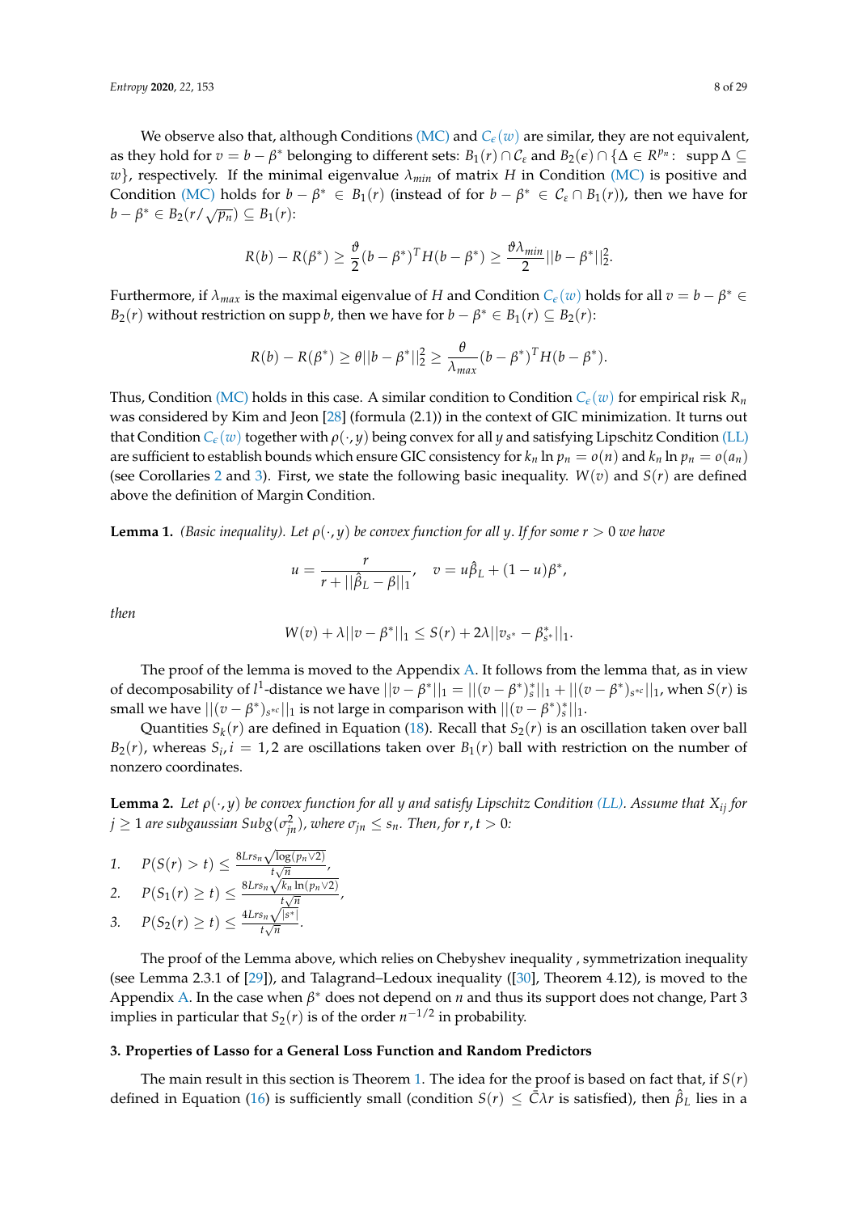We observe also that, although Conditions (MC) and $C_\epsilon(w)$ are similar, they are not equivalent, as they hold for $v = b - \beta^*$ belonging to different sets: $B_1(r) \cap \mathcal{C}_\varepsilon$ and $B_2(\epsilon) \cap \{\Delta \in R^{p_n}: \operatorname{supp} \Delta \subseteq w\}$, respectively. If the minimal eigenvalue $\lambda_{min}$ of matrix $H$ in Condition (MC) is positive and Condition (MC) holds for $b - \beta^* \in B_1(r)$ (instead of for $b - \beta^* \in \mathcal{C}_\varepsilon \cap B_1(r)$), then we have for $b - \beta^* \in B_2(r/\sqrt{p_n}) \subseteq B_1(r)$:

$$R(b) - R(\beta^*) \geq \frac{\vartheta}{2}(b - \beta^*)^T H (b - \beta^*) \geq \frac{\vartheta \lambda_{min}}{2}||b - \beta^*||_2^2.$$

Furthermore, if $\lambda_{max}$ is the maximal eigenvalue of $H$ and Condition $C_\epsilon(w)$ holds for all $v = b - \beta^* \in B_2(r)$ without restriction on $\operatorname{supp} b$, then we have for $b - \beta^* \in B_1(r) \subseteq B_2(r)$:

$$R(b) - R(\beta^*) \geq \theta||b - \beta^*||_2^2 \geq \frac{\theta}{\lambda_{max}}(b - \beta^*)^T H (b - \beta^*).$$

Thus, Condition (MC) holds in this case. A similar condition to Condition $C_\epsilon(w)$ for empirical risk $R_n$ was considered by Kim and Jeon [28] (formula (2.1)) in the context of GIC minimization. It turns out that Condition $C_\epsilon(w)$ together with $\rho(\cdot, y)$ being convex for all $y$ and satisfying Lipschitz Condition (LL) are sufficient to establish bounds which ensure GIC consistency for $k_n \ln p_n = o(n)$ and $k_n \ln p_n = o(a_n)$ (see Corollaries 2 and 3). First, we state the following basic inequality. $W(v)$ and $S(r)$ are defined above the definition of Margin Condition.

**Lemma 1.** *(Basic inequality). Let $\rho(\cdot, y)$ be convex function for all $y$. If for some $r > 0$ we have*

$$u = \frac{r}{r + ||\hat{\beta}_L - \beta||_1}, \quad v = u\hat{\beta}_L + (1 - u)\beta^*,$$

*then*

$$W(v) + \lambda||v - \beta^*||_1 \leq S(r) + 2\lambda||v_{s^*} - \beta^*_{s^*}||_1.$$

The proof of the lemma is moved to the Appendix A. It follows from the lemma that, as in view of decomposability of $l^1$-distance we have $||v - \beta^*||_1 = ||(v - \beta^*)^*_s||_1 + ||(v - \beta^*)_{s^{*c}}||_1$, when $S(r)$ is small we have $||(v - \beta^*)_{s^{*c}}||_1$ is not large in comparison with $||(v - \beta^*)^*_s||_1$.

Quantities $S_k(r)$ are defined in Equation (18). Recall that $S_2(r)$ is an oscillation taken over ball $B_2(r)$, whereas $S_i, i = 1, 2$ are oscillations taken over $B_1(r)$ ball with restriction on the number of nonzero coordinates.

**Lemma 2.** *Let $\rho(\cdot, y)$ be convex function for all $y$ and satisfy Lipschitz Condition (LL). Assume that $X_{ij}$ for $j \geq 1$ are subgaussian $Subg(\sigma^2_{jn})$, where $\sigma_{jn} \leq s_n$. Then, for $r, t > 0$:*

1. $P(S(r) > t) \leq \frac{8Lrs_n\sqrt{\log(p_n \vee 2)}}{t\sqrt{n}}$,
2. $P(S_1(r) \geq t) \leq \frac{8Lrs_n\sqrt{k_n \ln(p_n \vee 2)}}{t\sqrt{n}}$,
3. $P(S_2(r) \geq t) \leq \frac{4Lrs_n\sqrt{|s^*|}}{t\sqrt{n}}$.

The proof of the Lemma above, which relies on Chebyshev inequality , symmetrization inequality (see Lemma 2.3.1 of [29]), and Talagrand–Ledoux inequality ([30], Theorem 4.12), is moved to the Appendix A. In the case when $\beta^*$ does not depend on $n$ and thus its support does not change, Part 3 implies in particular that $S_2(r)$ is of the order $n^{-1/2}$ in probability.

## 3. Properties of Lasso for a General Loss Function and Random Predictors

The main result in this section is Theorem 1. The idea for the proof is based on fact that, if $S(r)$ defined in Equation (16) is sufficiently small (condition $S(r) \leq \bar{C}\lambda r$ is satisfied), then $\hat{\beta}_L$ lies in a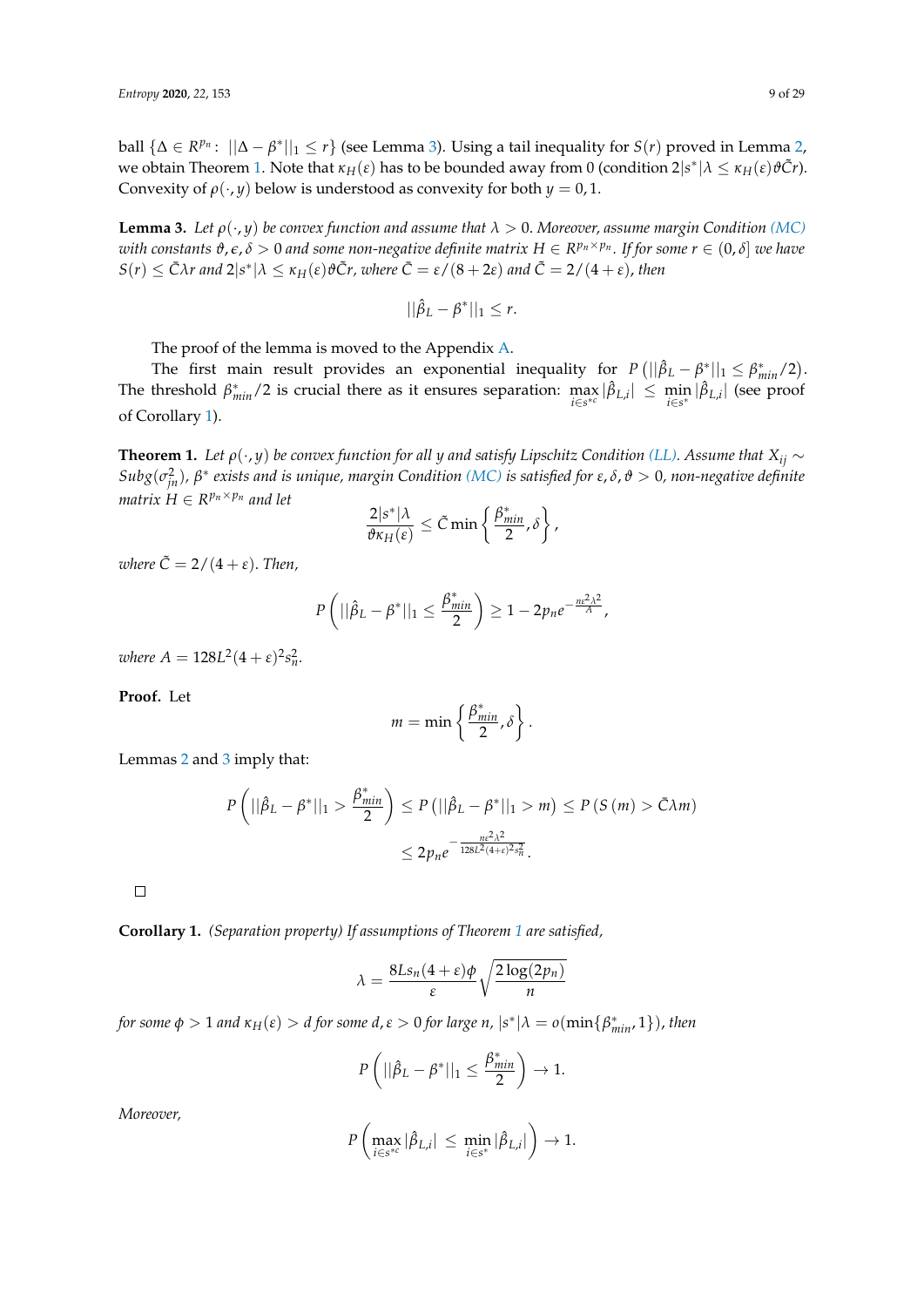ball $\{\Delta \in R^{p_n} : ||\Delta - \beta^*||_1 \leq r\}$ (see Lemma 3). Using a tail inequality for $S(r)$ proved in Lemma 2, we obtain Theorem 1. Note that $\kappa_H(\varepsilon)$ has to be bounded away from 0 (condition $2|s^*|\lambda \leq \kappa_H(\varepsilon)\vartheta\tilde{C}r$). Convexity of $\rho(\cdot, y)$ below is understood as convexity for both $y = 0, 1$.

**Lemma 3.** *Let $\rho(\cdot, y)$ be convex function and assume that $\lambda > 0$. Moreover, assume margin Condition (MC) with constants $\vartheta, \epsilon, \delta > 0$ and some non-negative definite matrix $H \in R^{p_n \times p_n}$. If for some $r \in (0, \delta]$ we have $S(r) \leq \bar{C}\lambda r$ and $2|s^*|\lambda \leq \kappa_H(\varepsilon)\vartheta\tilde{C}r$, where $\bar{C} = \varepsilon/(8 + 2\varepsilon)$ and $\tilde{C} = 2/(4 + \varepsilon)$, then*

$$||\hat{\beta}_L - \beta^*||_1 \leq r.$$

The proof of the lemma is moved to the Appendix A.

The first main result provides an exponential inequality for $P\left(||\hat{\beta}_L - \beta^*||_1 \leq \beta^*_{min}/2\right)$. The threshold $\beta^*_{min}/2$ is crucial there as it ensures separation: $\max_{i \in s^{*c}} |\hat{\beta}_{L,i}| \leq \min_{i \in s^*} |\hat{\beta}_{L,i}|$ (see proof of Corollary 1).

**Theorem 1.** *Let $\rho(\cdot, y)$ be convex function for all $y$ and satisfy Lipschitz Condition (LL). Assume that $X_{ij} \sim Subg(\sigma^2_{jn})$, $\beta^*$ exists and is unique, margin Condition (MC) is satisfied for $\varepsilon, \delta, \vartheta > 0$, non-negative definite matrix $H \in R^{p_n \times p_n}$ and let*

$$\frac{2|s^*|\lambda}{\vartheta\kappa_H(\varepsilon)} \leq \tilde{C}\min\left\{\frac{\beta^*_{min}}{2}, \delta\right\},$$

*where $\tilde{C} = 2/(4 + \varepsilon)$. Then,*

$$P\left(||\hat{\beta}_L - \beta^*||_1 \leq \frac{\beta^*_{min}}{2}\right) \geq 1 - 2p_n e^{-\frac{n\varepsilon^2\lambda^2}{A}},$$

*where $A = 128L^2(4 + \varepsilon)^2 s_n^2$.*

**Proof.** Let

$$m = \min\left\{\frac{\beta^*_{min}}{2}, \delta\right\}.$$

Lemmas 2 and 3 imply that:

$$P\left(||\hat{\beta}_L - \beta^*||_1 > \frac{\beta^*_{min}}{2}\right) \leq P\left(||\hat{\beta}_L - \beta^*||_1 > m\right) \leq P\left(S(m) > \bar{C}\lambda m\right)$$
$$\leq 2p_n e^{-\frac{n\varepsilon^2\lambda^2}{128L^2(4+\varepsilon)^2 s_n^2}}.$$

□

**Corollary 1.** *(Separation property) If assumptions of Theorem 1 are satisfied,*

$$\lambda = \frac{8Ls_n(4 + \varepsilon)\phi}{\varepsilon}\sqrt{\frac{2\log(2p_n)}{n}}$$

*for some $\phi > 1$ and $\kappa_H(\varepsilon) > d$ for some $d, \varepsilon > 0$ for large $n$, $|s^*|\lambda = o(\min\{\beta^*_{min}, 1\})$, then*

$$P\left(||\hat{\beta}_L - \beta^*||_1 \leq \frac{\beta^*_{min}}{2}\right) \to 1.$$

*Moreover,*

$$P\left(\max_{i \in s^{*c}} |\hat{\beta}_{L,i}| \leq \min_{i \in s^*} |\hat{\beta}_{L,i}|\right) \to 1.$$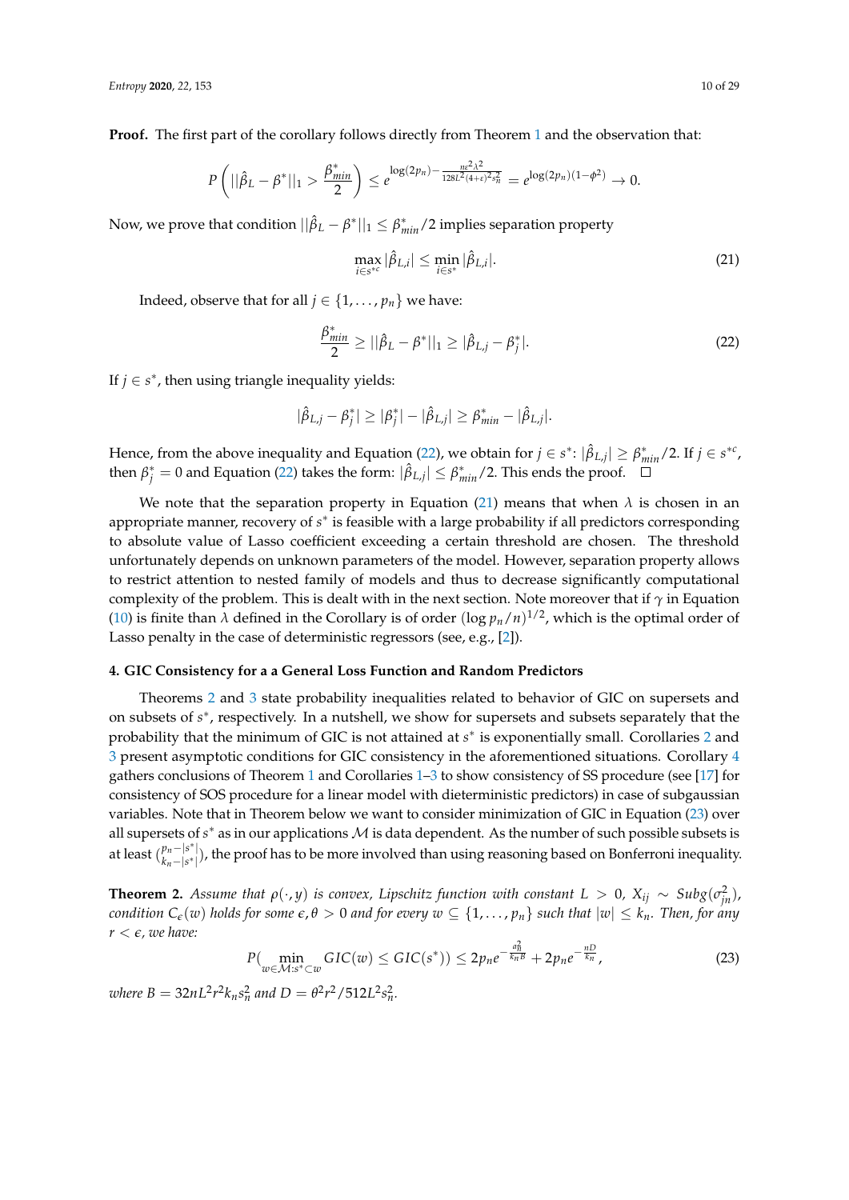**Proof.** The first part of the corollary follows directly from Theorem 1 and the observation that:

$$P\left(||\hat{\beta}_L - \beta^*||_1 > \frac{\beta^*_{min}}{2}\right) \leq e^{\log(2p_n) - \frac{n\epsilon^2\lambda^2}{128L^2(4+\epsilon)^2 s_n^2}} = e^{\log(2p_n)(1-\phi^2)} \to 0.$$

Now, we prove that condition $||\hat{\beta}_L - \beta^*||_1 \leq \beta^*_{min}/2$ implies separation property

$$\max_{i \in s^{*c}} |\hat{\beta}_{L,i}| \leq \min_{i \in s^*} |\hat{\beta}_{L,i}|. \tag{21}$$

Indeed, observe that for all $j \in \{1, \ldots, p_n\}$ we have:

$$\frac{\beta^*_{min}}{2} \geq ||\hat{\beta}_L - \beta^*||_1 \geq |\hat{\beta}_{L,j} - \beta^*_j|. \tag{22}$$

If $j \in s^*$, then using triangle inequality yields:

$$|\hat{\beta}_{L,j} - \beta^*_j| \geq |\beta^*_j| - |\hat{\beta}_{L,j}| \geq \beta^*_{min} - |\hat{\beta}_{L,j}|.$$

Hence, from the above inequality and Equation (22), we obtain for $j \in s^*$: $|\hat{\beta}_{L,j}| \geq \beta^*_{min}/2$. If $j \in s^{*c}$, then $\beta^*_j = 0$ and Equation (22) takes the form: $|\hat{\beta}_{L,j}| \leq \beta^*_{min}/2$. This ends the proof. $\square$

We note that the separation property in Equation (21) means that when $\lambda$ is chosen in an appropriate manner, recovery of $s^*$ is feasible with a large probability if all predictors corresponding to absolute value of Lasso coefficient exceeding a certain threshold are chosen. The threshold unfortunately depends on unknown parameters of the model. However, separation property allows to restrict attention to nested family of models and thus to decrease significantly computational complexity of the problem. This is dealt with in the next section. Note moreover that if $\gamma$ in Equation (10) is finite than $\lambda$ defined in the Corollary is of order $(\log p_n/n)^{1/2}$, which is the optimal order of Lasso penalty in the case of deterministic regressors (see, e.g., [2]).

## 4. GIC Consistency for a a General Loss Function and Random Predictors

Theorems 2 and 3 state probability inequalities related to behavior of GIC on supersets and on subsets of $s^*$, respectively. In a nutshell, we show for supersets and subsets separately that the probability that the minimum of GIC is not attained at $s^*$ is exponentially small. Corollaries 2 and 3 present asymptotic conditions for GIC consistency in the aforementioned situations. Corollary 4 gathers conclusions of Theorem 1 and Corollaries 1–3 to show consistency of SS procedure (see [17] for consistency of SOS procedure for a linear model with dieterministic predictors) in case of subgaussian variables. Note that in Theorem below we want to consider minimization of GIC in Equation (23) over all supersets of $s^*$ as in our applications $\mathcal{M}$ is data dependent. As the number of such possible subsets is at least $\binom{p_n - |s^*|}{k_n - |s^*|}$, the proof has to be more involved than using reasoning based on Bonferroni inequality.

**Theorem 2.** *Assume that $\rho(\cdot, y)$ is convex, Lipschitz function with constant $L > 0$, $X_{ij} \sim Subg(\sigma^2_{jn})$, condition $C_\epsilon(w)$ holds for some $\epsilon, \theta > 0$ and for every $w \subseteq \{1, \ldots, p_n\}$ such that $|w| \leq k_n$. Then, for any $r < \epsilon$, we have:*

$$P(\min_{w \in \mathcal{M}: s^* \subset w} GIC(w) \leq GIC(s^*)) \leq 2p_n e^{-\frac{a_n^2}{k_n B}} + 2p_n e^{-\frac{nD}{k_n}}, \tag{23}$$

*where $B = 32nL^2r^2k_n s_n^2$ and $D = \theta^2 r^2/512L^2 s_n^2$.*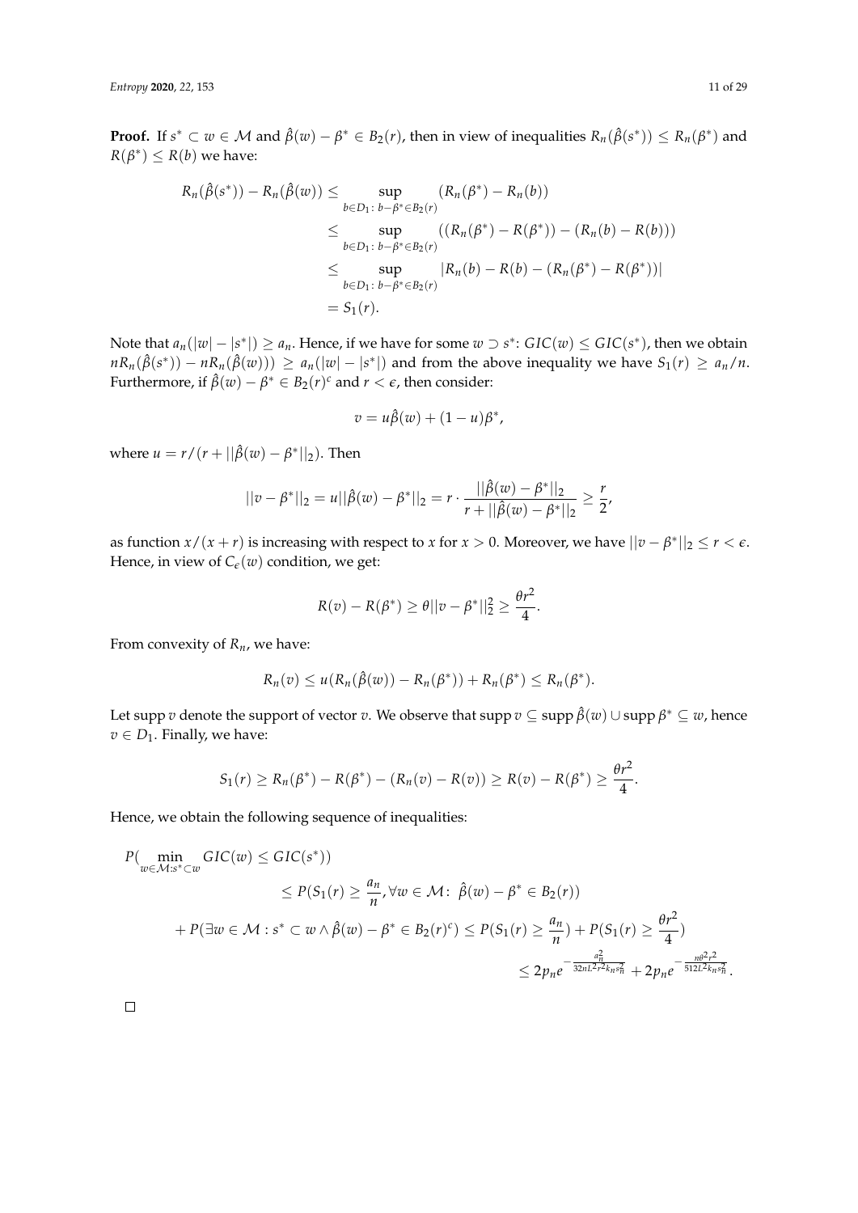**Proof.** If $s^* \subset w \in \mathcal{M}$ and $\hat{\beta}(w) - \beta^* \in B_2(r)$, then in view of inequalities $R_n(\hat{\beta}(s^*)) \le R_n(\beta^*)$ and $R(\beta^*) \le R(b)$ we have:

$$
\begin{aligned}
R_n(\hat{\beta}(s^*)) - R_n(\hat{\beta}(w)) &\le \sup_{b \in D_1 \colon b - \beta^* \in B_2(r)} (R_n(\beta^*) - R_n(b)) \\
&\le \sup_{b \in D_1 \colon b - \beta^* \in B_2(r)} ((R_n(\beta^*) - R(\beta^*)) - (R_n(b) - R(b))) \\
&\le \sup_{b \in D_1 \colon b - \beta^* \in B_2(r)} |R_n(b) - R(b) - (R_n(\beta^*) - R(\beta^*))| \\
&= S_1(r).
\end{aligned}
$$

Note that $a_n(|w| - |s^*|) \ge a_n$. Hence, if we have for some $w \supset s^*$: $GIC(w) \le GIC(s^*)$, then we obtain $nR_n(\hat{\beta}(s^*)) - nR_n(\hat{\beta}(w))) \ge a_n(|w| - |s^*|)$ and from the above inequality we have $S_1(r) \ge a_n/n$. Furthermore, if $\hat{\beta}(w) - \beta^* \in B_2(r)^c$ and $r < \epsilon$, then consider:

$$
v = u\hat{\beta}(w) + (1-u)\beta^*,
$$

where $u = r/(r + ||\hat{\beta}(w) - \beta^*||_2)$. Then

$$
||v - \beta^*||_2 = u||\hat{\beta}(w) - \beta^*||_2 = r \cdot \frac{||\hat{\beta}(w) - \beta^*||_2}{r + ||\hat{\beta}(w) - \beta^*||_2} \ge \frac{r}{2},
$$

as function $x/(x+r)$ is increasing with respect to $x$ for $x > 0$. Moreover, we have $||v - \beta^*||_2 \le r < \epsilon$. Hence, in view of $C_\epsilon(w)$ condition, we get:

$$
R(v) - R(\beta^*) \ge \theta ||v - \beta^*||_2^2 \ge \frac{\theta r^2}{4}.
$$

From convexity of $R_n$, we have:

$$
R_n(v) \le u(R_n(\hat{\beta}(w)) - R_n(\beta^*)) + R_n(\beta^*) \le R_n(\beta^*).
$$

Let $\operatorname{supp} v$ denote the support of vector $v$. We observe that $\operatorname{supp} v \subseteq \operatorname{supp} \hat{\beta}(w) \cup \operatorname{supp} \beta^* \subseteq w$, hence $v \in D_1$. Finally, we have:

$$
S_1(r) \ge R_n(\beta^*) - R(\beta^*) - (R_n(v) - R(v)) \ge R(v) - R(\beta^*) \ge \frac{\theta r^2}{4}.
$$

Hence, we obtain the following sequence of inequalities:

$$
\begin{aligned}
P(\min_{w \in \mathcal{M} : s^* \subset w} GIC(w) \le GIC(s^*)) \\
&\le P(S_1(r) \ge \frac{a_n}{n}, \forall w \in \mathcal{M} \colon \ \hat{\beta}(w) - \beta^* \in B_2(r)) \\
+ P(\exists w \in \mathcal{M} : s^* \subset w \wedge \hat{\beta}(w) - \beta^* \in B_2(r)^c) &\le P(S_1(r) \ge \frac{a_n}{n}) + P(S_1(r) \ge \frac{\theta r^2}{4}) \\
&\le 2p_n e^{-\frac{a_n^2}{32nL^2r^2k_n s_n^2}} + 2p_n e^{-\frac{n\theta^2 r^2}{512L^2 k_n s_n^2}}.
\end{aligned}
$$

□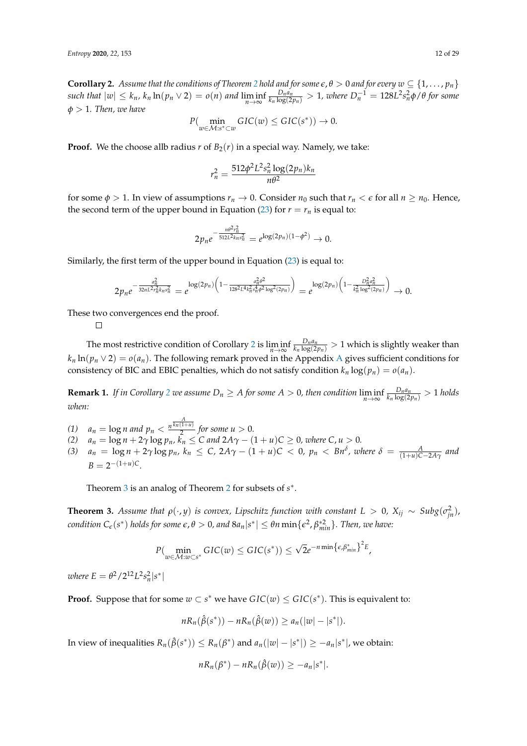**Corollary 2.** *Assume that the conditions of Theorem 2 hold and for some $\epsilon, \theta > 0$ and for every $w \subseteq \{1, \ldots, p_n\}$ such that $|w| \leq k_n$, $k_n \ln(p_n \vee 2) = o(n)$ and $\liminf_{n\to\infty} \frac{D_n a_n}{k_n \log(2p_n)} > 1$, where $D_n^{-1} = 128L^2 s_n^2 \phi/\theta$ for some $\phi > 1$. Then, we have*

$$P(\min_{w \in \mathcal{M}: s^* \subset w} GIC(w) \leq GIC(s^*)) \to 0.$$

**Proof.** We the choose allb radius $r$ of $B_2(r)$ in a special way. Namely, we take:

$$r_n^2 = \frac{512\phi^2 L^2 s_n^2 \log(2p_n) k_n}{n\theta^2}$$

for some $\phi > 1$. In view of assumptions $r_n \to 0$. Consider $n_0$ such that $r_n < \epsilon$ for all $n \geq n_0$. Hence, the second term of the upper bound in Equation (23) for $r = r_n$ is equal to:

$$2p_n e^{-\frac{n\theta^2 r_n^2}{512L^2 k_n s_n^2}} = e^{\log(2p_n)(1-\phi^2)} \to 0.$$

Similarly, the first term of the upper bound in Equation (23) is equal to:

$$2p_n e^{-\frac{a_n^2}{32nL^2 r_n^2 k_n s_n^2}} = e^{\log(2p_n)\left(1 - \frac{a_n^2 \theta^2}{128^2 L^4 k_n^2 s_n^4 \phi^2 \log^2(2p_n)}\right)} = e^{\log(2p_n)\left(1 - \frac{D_n^2 a_n^2}{k_n^2 \log^2(2p_n)}\right)} \to 0.$$

These two convergences end the proof. □

The most restrictive condition of Corollary 2 is $\liminf_{n\to\infty} \frac{D_n a_n}{k_n \log(2p_n)} > 1$ which is slightly weaker than $k_n \ln(p_n \vee 2) = o(a_n)$. The following remark proved in the Appendix A gives sufficient conditions for consistency of BIC and EBIC penalties, which do not satisfy condition $k_n \log(p_n) = o(a_n)$.

**Remark 1.** *If in Corollary 2 we assume $D_n \geq A$ for some $A > 0$, then condition $\liminf_{n\to\infty} \frac{D_n a_n}{k_n \log(2p_n)} > 1$ holds when:*

*(1)* $a_n = \log n$ *and* $p_n < \frac{n^{\frac{A}{k_n(1+u)}}}{2}$ *for some* $u > 0$.
*(2)* $a_n = \log n + 2\gamma \log p_n$, $k_n \leq C$ *and* $2A\gamma - (1+u)C \geq 0$, *where* $C, u > 0$.
*(3)* $a_n = \log n + 2\gamma \log p_n$, $k_n \leq C$, $2A\gamma - (1+u)C < 0$, $p_n < Bn^{\delta}$, *where* $\delta = \frac{A}{(1+u)C - 2A\gamma}$ *and* $B = 2^{-(1+u)C}$.

Theorem 3 is an analog of Theorem 2 for subsets of $s^*$.

**Theorem 3.** *Assume that $\rho(\cdot, y)$ is convex, Lipschitz function with constant $L > 0$, $X_{ij} \sim Subg(\sigma_{jn}^2)$, condition $C_\epsilon(s^*)$ holds for some $\epsilon, \theta > 0$, and $8a_n|s^*| \leq \theta n \min\{\epsilon^2, \beta_{min}^{*2}\}$. Then, we have:*

$$P(\min_{w \in \mathcal{M}: w \subset s^*} GIC(w) \leq GIC(s^*)) \leq \sqrt{2} e^{-n \min\{\epsilon, \beta_{min}^*\}^2 E},$$

*where $E = \theta^2 / 2^{12} L^2 s_n^2 |s^*|$*

**Proof.** Suppose that for some $w \subset s^*$ we have $GIC(w) \leq GIC(s^*)$. This is equivalent to:

$$nR_n(\hat{\beta}(s^*)) - nR_n(\hat{\beta}(w)) \geq a_n(|w| - |s^*|).$$

In view of inequalities $R_n(\hat{\beta}(s^*)) \leq R_n(\beta^*)$ and $a_n(|w| - |s^*|) \geq -a_n|s^*|$, we obtain:

$$nR_n(\beta^*) - nR_n(\hat{\beta}(w)) \geq -a_n|s^*|.$$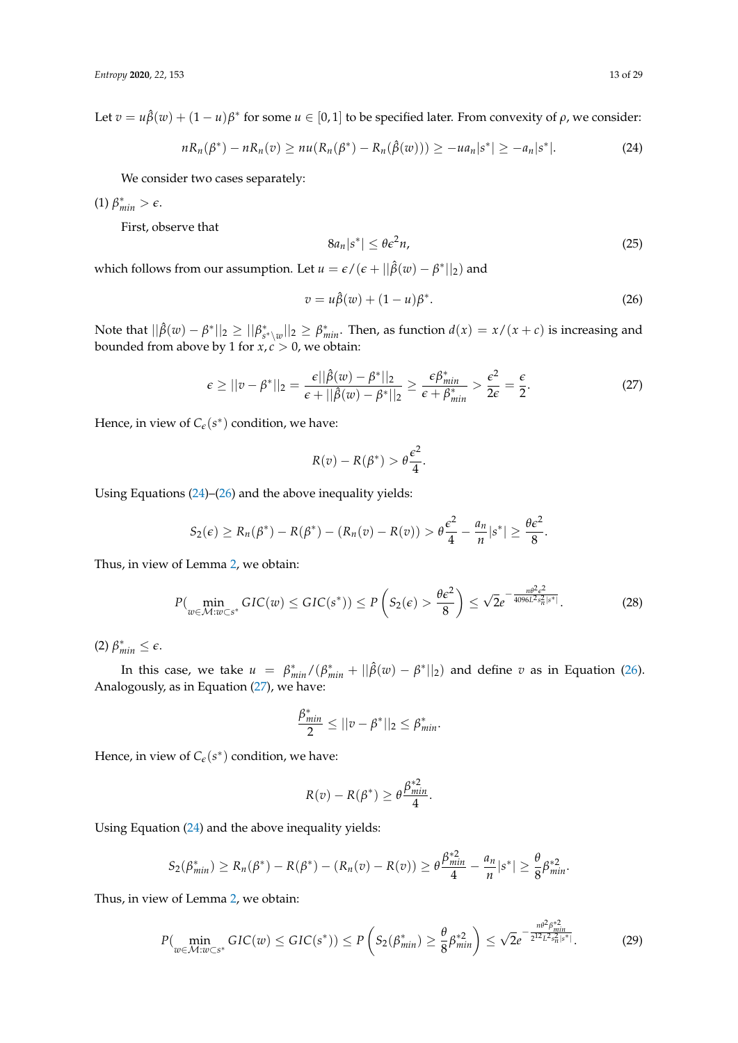Let $v = u\hat{\beta}(w) + (1-u)\beta^*$ for some $u \in [0,1]$ to be specified later. From convexity of $\rho$, we consider:

$$nR_n(\beta^*) - nR_n(v) \geq nu(R_n(\beta^*) - R_n(\hat{\beta}(w))) \geq -ua_n|s^*| \geq -a_n|s^*|. \tag{24}$$

We consider two cases separately:

(1) $\beta^*_{min} > \epsilon$.

First, observe that

$$8a_n|s^*| \leq \theta\epsilon^2 n, \tag{25}$$

which follows from our assumption. Let $u = \epsilon/(\epsilon + ||\hat{\beta}(w) - \beta^*||_2)$ and

$$v = u\hat{\beta}(w) + (1-u)\beta^*. \tag{26}$$

Note that $||\hat{\beta}(w) - \beta^*||_2 \geq ||\beta^*_{s^*\setminus w}||_2 \geq \beta^*_{min}$. Then, as function $d(x) = x/(x+c)$ is increasing and bounded from above by 1 for $x, c > 0$, we obtain:

$$\epsilon \geq ||v - \beta^*||_2 = \frac{\epsilon||\hat{\beta}(w) - \beta^*||_2}{\epsilon + ||\hat{\beta}(w) - \beta^*||_2} \geq \frac{\epsilon\beta^*_{min}}{\epsilon + \beta^*_{min}} > \frac{\epsilon^2}{2\epsilon} = \frac{\epsilon}{2}. \tag{27}$$

Hence, in view of $C_\epsilon(s^*)$ condition, we have:

$$R(v) - R(\beta^*) > \theta\frac{\epsilon^2}{4}.$$

Using Equations (24)–(26) and the above inequality yields:

$$S_2(\epsilon) \geq R_n(\beta^*) - R(\beta^*) - (R_n(v) - R(v)) > \theta\frac{\epsilon^2}{4} - \frac{a_n}{n}|s^*| \geq \frac{\theta\epsilon^2}{8}.$$

Thus, in view of Lemma 2, we obtain:

$$P(\min_{w \in \mathcal{M}: w \subset s^*} GIC(w) \leq GIC(s^*)) \leq P\left(S_2(\epsilon) > \frac{\theta\epsilon^2}{8}\right) \leq \sqrt{2}e^{-\frac{n\theta^2\epsilon^2}{4096L^2s_n^2|s^*|}}. \tag{28}$$

(2) $\beta^*_{min} \leq \epsilon$.

In this case, we take $u = \beta^*_{min}/(\beta^*_{min} + ||\hat{\beta}(w) - \beta^*||_2)$ and define $v$ as in Equation (26). Analogously, as in Equation (27), we have:

$$\frac{\beta^*_{min}}{2} \leq ||v - \beta^*||_2 \leq \beta^*_{min}.$$

Hence, in view of $C_\epsilon(s^*)$ condition, we have:

$$R(v) - R(\beta^*) \geq \theta\frac{\beta^{*2}_{min}}{4}.$$

Using Equation (24) and the above inequality yields:

$$S_2(\beta^*_{min}) \geq R_n(\beta^*) - R(\beta^*) - (R_n(v) - R(v)) \geq \theta\frac{\beta^{*2}_{min}}{4} - \frac{a_n}{n}|s^*| \geq \frac{\theta}{8}\beta^{*2}_{min}.$$

Thus, in view of Lemma 2, we obtain:

$$P(\min_{w \in \mathcal{M}: w \subset s^*} GIC(w) \leq GIC(s^*)) \leq P\left(S_2(\beta^*_{min}) \geq \frac{\theta}{8}\beta^{*2}_{min}\right) \leq \sqrt{2}e^{-\frac{n\theta^2\beta^{*2}_{min}}{2^{12}L^2s_n^2|s^*|}}. \tag{29}$$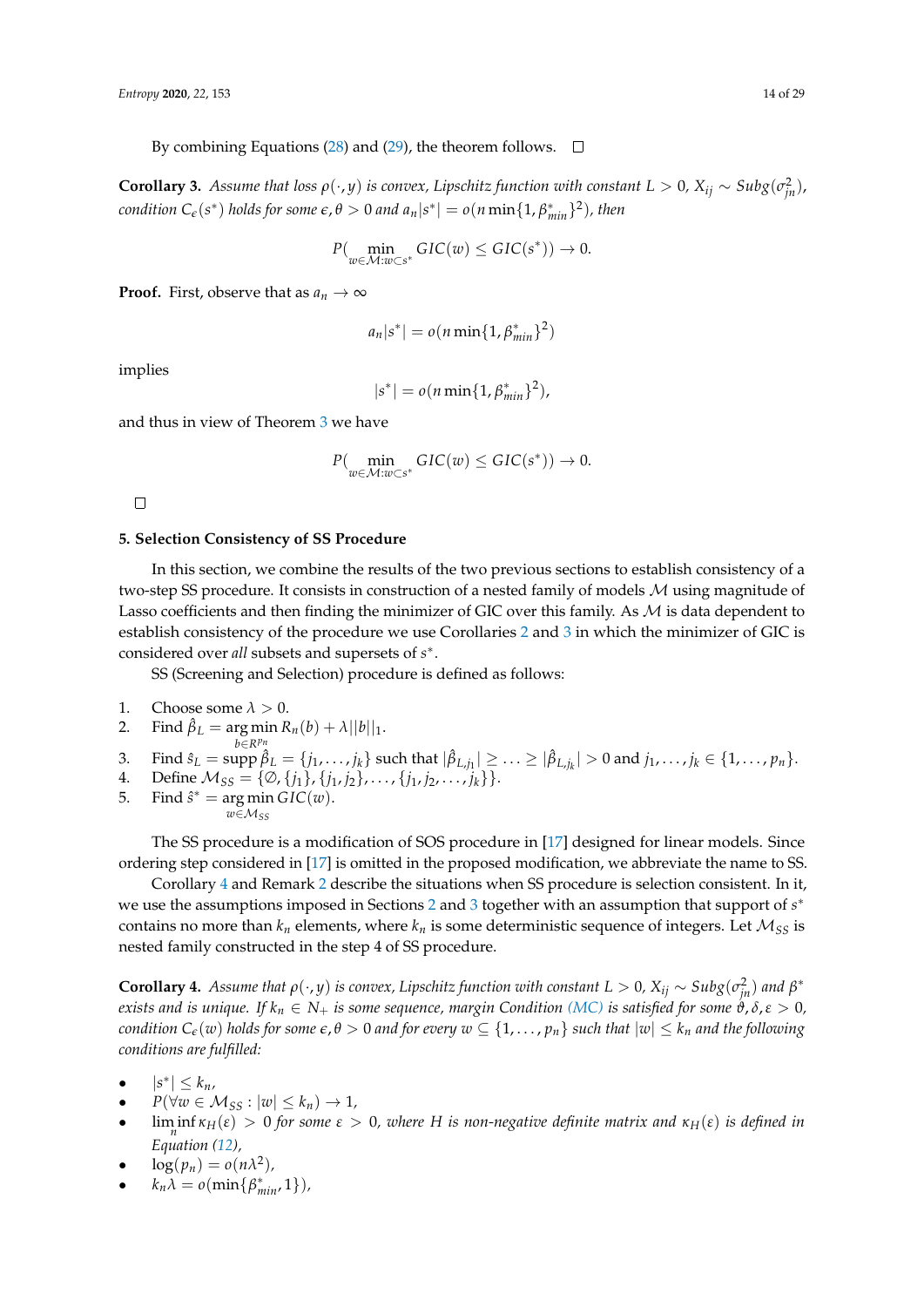By combining Equations (28) and (29), the theorem follows. □

**Corollary 3.** *Assume that loss $\rho(\cdot, y)$ is convex, Lipschitz function with constant $L > 0$, $X_{ij} \sim Subg(\sigma_{jn}^2)$, condition $C_\epsilon(s^*)$ holds for some $\epsilon, \theta > 0$ and $a_n|s^*| = o(n \min\{1, \beta^*_{min}\}^2)$, then*

$$P(\min_{w \in \mathcal{M}: w \subset s^*} GIC(w) \leq GIC(s^*)) \to 0.$$

**Proof.** First, observe that as $a_n \to \infty$

$$a_n|s^*| = o(n \min\{1, \beta^*_{min}\}^2)$$

implies

$$|s^*| = o(n \min\{1, \beta^*_{min}\}^2),$$

and thus in view of Theorem 3 we have

$$P(\min_{w \in \mathcal{M}: w \subset s^*} GIC(w) \leq GIC(s^*)) \to 0.$$

□

## 5. Selection Consistency of SS Procedure

In this section, we combine the results of the two previous sections to establish consistency of a two-step SS procedure. It consists in construction of a nested family of models $\mathcal{M}$ using magnitude of Lasso coefficients and then finding the minimizer of GIC over this family. As $\mathcal{M}$ is data dependent to establish consistency of the procedure we use Corollaries 2 and 3 in which the minimizer of GIC is considered over *all* subsets and supersets of $s^*$.

SS (Screening and Selection) procedure is defined as follows:

1. Choose some $\lambda > 0$.
2. Find $\hat{\beta}_L = \arg\min_{b \in R^{p_n}} R_n(b) + \lambda ||b||_1$.
3. Find $\hat{s}_L = \operatorname{supp} \hat{\beta}_L = \{j_1, \ldots, j_k\}$ such that $|\hat{\beta}_{L,j_1}| \geq \ldots \geq |\hat{\beta}_{L,j_k}| > 0$ and $j_1, \ldots, j_k \in \{1, \ldots, p_n\}$.
4. Define $\mathcal{M}_{SS} = \{\emptyset, \{j_1\}, \{j_1, j_2\}, \ldots, \{j_1, j_2, \ldots, j_k\}\}$.
5. Find $\hat{s}^* = \arg\min_{w \in \mathcal{M}_{SS}} GIC(w)$.

The SS procedure is a modification of SOS procedure in [17] designed for linear models. Since ordering step considered in [17] is omitted in the proposed modification, we abbreviate the name to SS.

Corollary 4 and Remark 2 describe the situations when SS procedure is selection consistent. In it, we use the assumptions imposed in Sections 2 and 3 together with an assumption that support of $s^*$ contains no more than $k_n$ elements, where $k_n$ is some deterministic sequence of integers. Let $\mathcal{M}_{SS}$ is nested family constructed in the step 4 of SS procedure.

**Corollary 4.** *Assume that $\rho(\cdot, y)$ is convex, Lipschitz function with constant $L > 0$, $X_{ij} \sim Subg(\sigma_{jn}^2)$ and $\beta^*$ exists and is unique. If $k_n \in N_+$ is some sequence, margin Condition (MC) is satisfied for some $\vartheta, \delta, \varepsilon > 0$, condition $C_\epsilon(w)$ holds for some $\epsilon, \theta > 0$ and for every $w \subseteq \{1, \ldots, p_n\}$ such that $|w| \leq k_n$ and the following conditions are fulfilled:*

- $|s^*| \leq k_n$,
- $P(\forall w \in \mathcal{M}_{SS} : |w| \leq k_n) \to 1$,
- $\liminf_n \kappa_H(\varepsilon) > 0$ for some $\varepsilon > 0$, where $H$ is non-negative definite matrix and $\kappa_H(\varepsilon)$ is defined in Equation (12),
- $\log(p_n) = o(n\lambda^2)$,
- $k_n\lambda = o(\min\{\beta^*_{min}, 1\})$,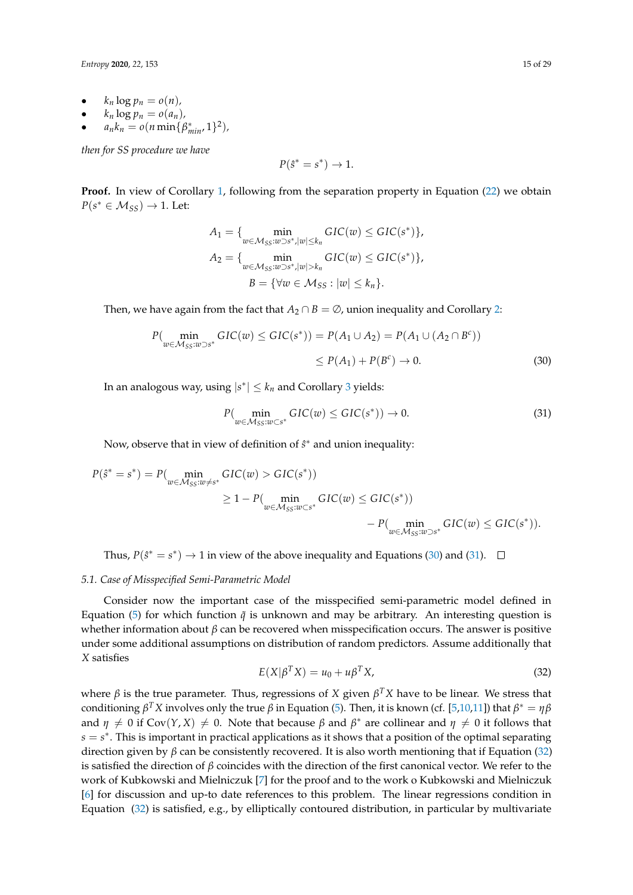- $k_n \log p_n = o(n)$,
- $k_n \log p_n = o(a_n)$,
- $a_n k_n = o(n \min\{\beta^*_{min}, 1\}^2)$,

*then for SS procedure we have*

$$P(\hat{s}^* = s^*) \to 1.$$

**Proof.** In view of Corollary 1, following from the separation property in Equation (22) we obtain $P(s^* \in \mathcal{M}_{SS}) \to 1$. Let:

$$A_1 = \{ \min_{w \in \mathcal{M}_{SS}: w \supset s^*, |w| \leq k_n} GIC(w) \leq GIC(s^*) \},$$

$$A_2 = \{ \min_{w \in \mathcal{M}_{SS}: w \supset s^*, |w| > k_n} GIC(w) \leq GIC(s^*) \},$$

$$B = \{ \forall w \in \mathcal{M}_{SS} : |w| \leq k_n \}.$$

Then, we have again from the fact that $A_2 \cap B = \emptyset$, union inequality and Corollary 2:

$$P( \min_{w \in \mathcal{M}_{SS}: w \supset s^*} GIC(w) \leq GIC(s^*)) = P(A_1 \cup A_2) = P(A_1 \cup (A_2 \cap B^c)) \leq P(A_1) + P(B^c) \to 0. \tag{30}$$

In an analogous way, using $|s^*| \leq k_n$ and Corollary 3 yields:

$$P( \min_{w \in \mathcal{M}_{SS}: w \subset s^*} GIC(w) \leq GIC(s^*)) \to 0. \tag{31}$$

Now, observe that in view of definition of $\hat{s}^*$ and union inequality:

$$\begin{aligned} P(\hat{s}^* = s^*) &= P( \min_{w \in \mathcal{M}_{SS}: w \neq s^*} GIC(w) > GIC(s^*)) \\ &\geq 1 - P( \min_{w \in \mathcal{M}_{SS}: w \subset s^*} GIC(w) \leq GIC(s^*)) \\ &\quad - P( \min_{w \in \mathcal{M}_{SS}: w \supset s^*} GIC(w) \leq GIC(s^*)). \end{aligned}$$

Thus, $P(\hat{s}^* = s^*) \to 1$ in view of the above inequality and Equations (30) and (31). $\square$

### 5.1. Case of Misspecified Semi-Parametric Model

Consider now the important case of the misspecified semi-parametric model defined in Equation (5) for which function $\tilde{q}$ is unknown and may be arbitrary. An interesting question is whether information about $\beta$ can be recovered when misspecification occurs. The answer is positive under some additional assumptions on distribution of random predictors. Assume additionally that $X$ satisfies

$$E(X|\beta^T X) = u_0 + u\beta^T X, \tag{32}$$

where $\beta$ is the true parameter. Thus, regressions of $X$ given $\beta^T X$ have to be linear. We stress that conditioning $\beta^T X$ involves only the true $\beta$ in Equation (5). Then, it is known (cf. [5,10,11]) that $\beta^* = \eta\beta$ and $\eta \neq 0$ if $\mathrm{Cov}(Y, X) \neq 0$. Note that because $\beta$ and $\beta^*$ are collinear and $\eta \neq 0$ it follows that $s = s^*$. This is important in practical applications as it shows that a position of the optimal separating direction given by $\beta$ can be consistently recovered. It is also worth mentioning that if Equation (32) is satisfied the direction of $\beta$ coincides with the direction of the first canonical vector. We refer to the work of Kubkowski and Mielniczuk [7] for the proof and to the work o Kubkowski and Mielniczuk [6] for discussion and up-to date references to this problem. The linear regressions condition in Equation (32) is satisfied, e.g., by elliptically contoured distribution, in particular by multivariate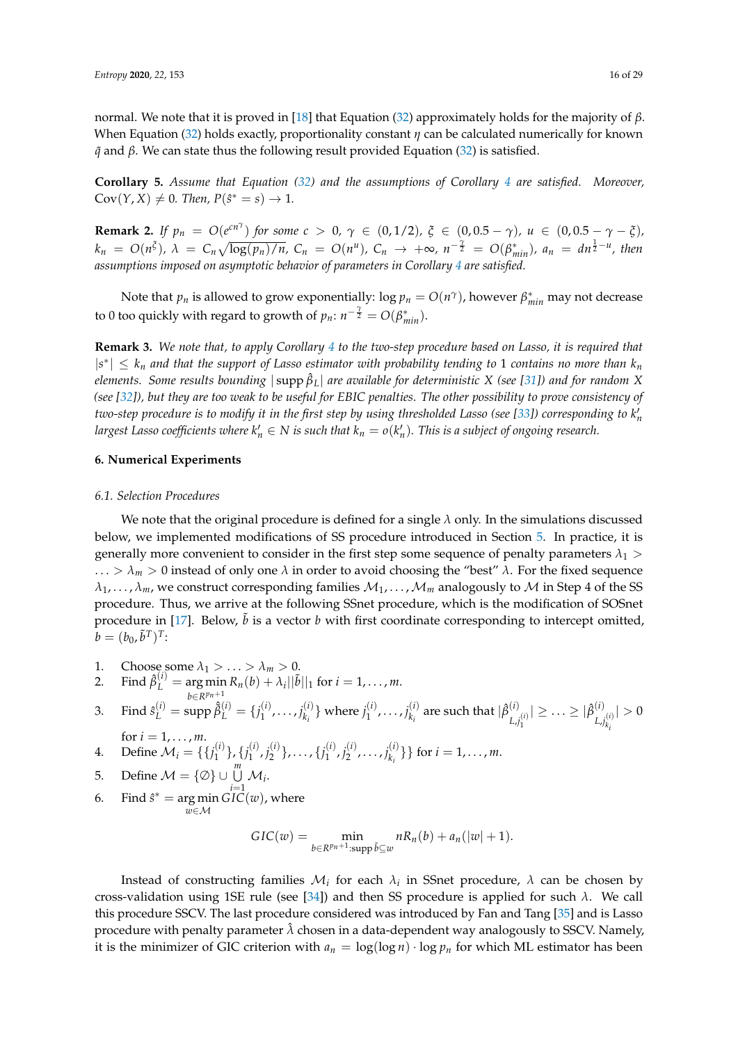normal. We note that it is proved in [18] that Equation (32) approximately holds for the majority of $\beta$. When Equation (32) holds exactly, proportionality constant $\eta$ can be calculated numerically for known $\bar{q}$ and $\beta$. We can state thus the following result provided Equation (32) is satisfied.

**Corollary 5.** *Assume that Equation (32) and the assumptions of Corollary 4 are satisfied. Moreover,* $\mathrm{Cov}(Y, X) \neq 0$. *Then,* $P(\hat{s}^* = s) \to 1$.

**Remark 2.** *If* $p_n = O(e^{cn^{\gamma}})$ *for some* $c > 0$, $\gamma \in (0, 1/2)$, $\xi \in (0, 0.5 - \gamma)$, $u \in (0, 0.5 - \gamma - \xi)$, $k_n = O(n^{\xi})$, $\lambda = C_n\sqrt{\log(p_n)/n}$, $C_n = O(n^u)$, $C_n \to +\infty$, $n^{-\frac{\gamma}{2}} = O(\beta^*_{min})$, $a_n = dn^{\frac{1}{2}-u}$, *then assumptions imposed on asymptotic behavior of parameters in Corollary 4 are satisfied.*

Note that $p_n$ is allowed to grow exponentially: $\log p_n = O(n^{\gamma})$, however $\beta^*_{min}$ may not decrease to 0 too quickly with regard to growth of $p_n$: $n^{-\frac{\gamma}{2}} = O(\beta^*_{min})$.

**Remark 3.** *We note that, to apply Corollary 4 to the two-step procedure based on Lasso, it is required that* $|s^*| \leq k_n$ *and that the support of Lasso estimator with probability tending to* 1 *contains no more than* $k_n$ *elements. Some results bounding* $|\,\mathrm{supp}\,\hat{\beta}_L|$ *are available for deterministic* $X$ *(see [31]) and for random* $X$ *(see [32]), but they are too weak to be useful for EBIC penalties. The other possibility to prove consistency of two-step procedure is to modify it in the first step by using thresholded Lasso (see [33]) corresponding to* $k'_n$ *largest Lasso coefficients where* $k'_n \in N$ *is such that* $k_n = o(k'_n)$. *This is a subject of ongoing research.*

## 6. Numerical Experiments

### 6.1. Selection Procedures

We note that the original procedure is defined for a single $\lambda$ only. In the simulations discussed below, we implemented modifications of SS procedure introduced in Section 5. In practice, it is generally more convenient to consider in the first step some sequence of penalty parameters $\lambda_1 > \ldots > \lambda_m > 0$ instead of only one $\lambda$ in order to avoid choosing the "best" $\lambda$. For the fixed sequence $\lambda_1, \ldots, \lambda_m$, we construct corresponding families $\mathcal{M}_1, \ldots, \mathcal{M}_m$ analogously to $\mathcal{M}$ in Step 4 of the SS procedure. Thus, we arrive at the following SSnet procedure, which is the modification of SOSnet procedure in [17]. Below, $\tilde{b}$ is a vector $b$ with first coordinate corresponding to intercept omitted, $b = (b_0, \tilde{b}^T)^T$:

1. Choose some $\lambda_1 > \ldots > \lambda_m > 0$.
2. Find $\hat{\beta}_L^{(i)} = \underset{b \in R^{p_n+1}}{\arg\min}\, R_n(b) + \lambda_i ||\tilde{b}||_1$ for $i = 1, \ldots, m$.
3. Find $\hat{s}_L^{(i)} = \mathrm{supp}\, \hat{\tilde{\beta}}_L^{(i)} = \{j_1^{(i)}, \ldots, j_{k_i}^{(i)}\}$ where $j_1^{(i)}, \ldots, j_{k_i}^{(i)}$ are such that $|\hat{\beta}^{(i)}_{L, j_1^{(i)}}| \geq \ldots \geq |\hat{\beta}^{(i)}_{L, j_{k_i}^{(i)}}| > 0$ for $i = 1, \ldots, m$.
4. Define $\mathcal{M}_i = \{\{j_1^{(i)}\}, \{j_1^{(i)}, j_2^{(i)}\}, \ldots, \{j_1^{(i)}, j_2^{(i)}, \ldots, j_{k_i}^{(i)}\}\}$ for $i = 1, \ldots, m$.
5. Define $\mathcal{M} = \{\emptyset\} \cup \bigcup_{i=1}^{m} \mathcal{M}_i$.
6. Find $\hat{s}^* = \underset{w \in \mathcal{M}}{\arg\min}\, GIC(w)$, where

$$GIC(w) = \min_{b \in R^{p_n+1} : \mathrm{supp}\, \tilde{b} \subseteq w} nR_n(b) + a_n(|w| + 1).$$

Instead of constructing families $\mathcal{M}_i$ for each $\lambda_i$ in SSnet procedure, $\lambda$ can be chosen by cross-validation using 1SE rule (see [34]) and then SS procedure is applied for such $\lambda$. We call this procedure SSCV. The last procedure considered was introduced by Fan and Tang [35] and is Lasso procedure with penalty parameter $\hat{\lambda}$ chosen in a data-dependent way analogously to SSCV. Namely, it is the minimizer of GIC criterion with $a_n = \log(\log n) \cdot \log p_n$ for which ML estimator has been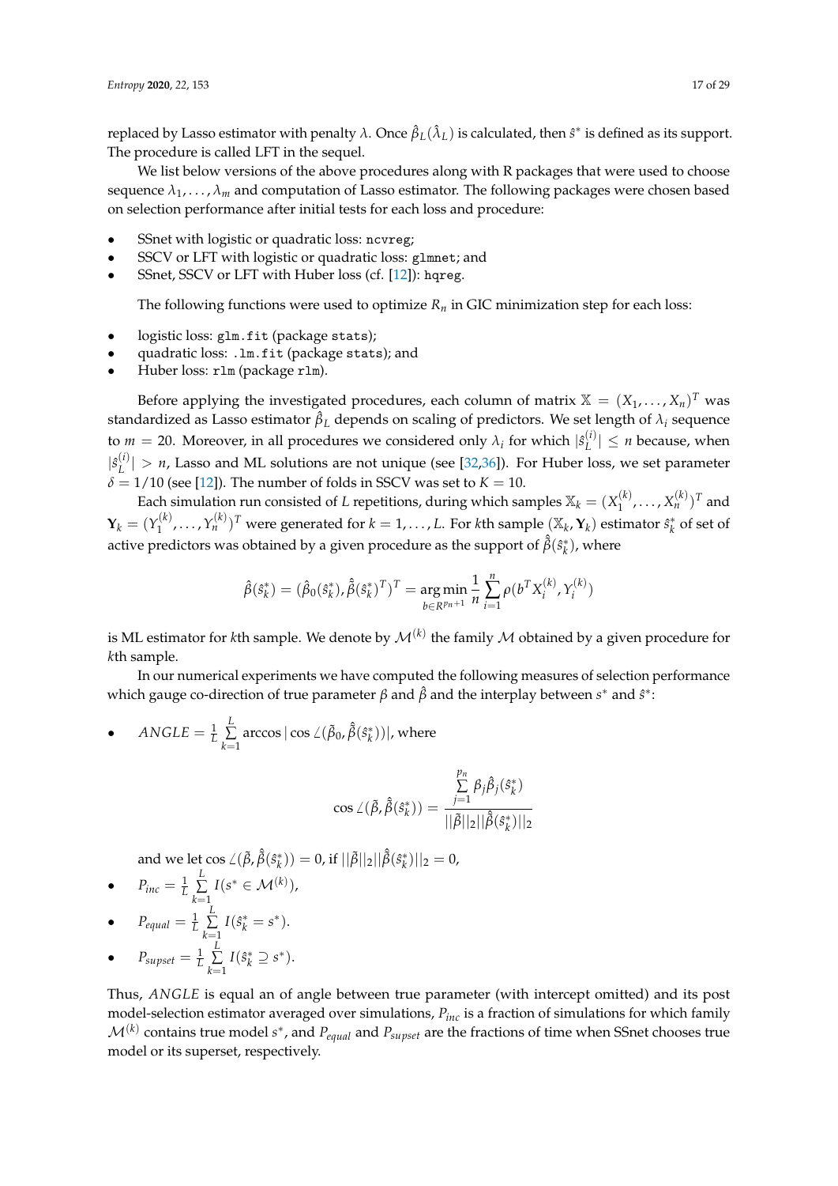replaced by Lasso estimator with penalty $\lambda$. Once $\hat{\beta}_L(\hat{\lambda}_L)$ is calculated, then $\hat{s}^*$ is defined as its support. The procedure is called LFT in the sequel.

We list below versions of the above procedures along with R packages that were used to choose sequence $\lambda_1, \ldots, \lambda_m$ and computation of Lasso estimator. The following packages were chosen based on selection performance after initial tests for each loss and procedure:

- SSnet with logistic or quadratic loss: `ncvreg`;
- SSCV or LFT with logistic or quadratic loss: `glmnet`; and
- SSnet, SSCV or LFT with Huber loss (cf. [12]): `hqreg`.

The following functions were used to optimize $R_n$ in GIC minimization step for each loss:

- logistic loss: `glm.fit` (package `stats`);
- quadratic loss: `.lm.fit` (package `stats`); and
- Huber loss: `rlm` (package `rlm`).

Before applying the investigated procedures, each column of matrix $\mathbb{X} = (X_1, \ldots, X_n)^T$ was standardized as Lasso estimator $\hat{\beta}_L$ depends on scaling of predictors. We set length of $\lambda_i$ sequence to $m = 20$. Moreover, in all procedures we considered only $\lambda_i$ for which $|\hat{s}_L^{(i)}| \leq n$ because, when $|\hat{s}_L^{(i)}| > n$, Lasso and ML solutions are not unique (see [32,36]). For Huber loss, we set parameter $\delta = 1/10$ (see [12]). The number of folds in SSCV was set to $K = 10$.

Each simulation run consisted of $L$ repetitions, during which samples $\mathbb{X}_k = (X_1^{(k)}, \ldots, X_n^{(k)})^T$ and $\mathbf{Y}_k = (Y_1^{(k)}, \ldots, Y_n^{(k)})^T$ were generated for $k = 1, \ldots, L$. For $k$th sample $(\mathbb{X}_k, \mathbf{Y}_k)$ estimator $\hat{s}_k^*$ of set of active predictors was obtained by a given procedure as the support of $\hat{\tilde{\beta}}(\hat{s}_k^*)$, where

$$\hat{\beta}(\hat{s}_k^*) = (\hat{\beta}_0(\hat{s}_k^*), \hat{\tilde{\beta}}(\hat{s}_k^*)^T)^T = \underset{b \in R^{p_n+1}}{\arg\min} \frac{1}{n} \sum_{i=1}^{n} \rho(b^T X_i^{(k)}, Y_i^{(k)})$$

is ML estimator for $k$th sample. We denote by $\mathcal{M}^{(k)}$ the family $\mathcal{M}$ obtained by a given procedure for $k$th sample.

In our numerical experiments we have computed the following measures of selection performance which gauge co-direction of true parameter $\beta$ and $\hat{\beta}$ and the interplay between $s^*$ and $\hat{s}^*$:

- $ANGLE = \frac{1}{L} \sum_{k=1}^{L} \arccos |\cos \angle(\tilde{\beta}_0, \hat{\tilde{\beta}}(\hat{s}_k^*))|$, where

$$\cos \angle(\tilde{\beta}, \hat{\tilde{\beta}}(\hat{s}_k^*)) = \frac{\sum_{j=1}^{p_n} \beta_j \hat{\beta}_j(\hat{s}_k^*)}{||\tilde{\beta}||_2 ||\hat{\tilde{\beta}}(\hat{s}_k^*)||_2}$$

  and we let $\cos \angle(\tilde{\beta}, \hat{\tilde{\beta}}(\hat{s}_k^*)) = 0$, if $||\tilde{\beta}||_2 ||\hat{\tilde{\beta}}(\hat{s}_k^*)||_2 = 0$,
- $P_{inc} = \frac{1}{L} \sum_{k=1}^{L} I(s^* \in \mathcal{M}^{(k)})$,
- $P_{equal} = \frac{1}{L} \sum_{k=1}^{L} I(\hat{s}_k^* = s^*)$.
- $P_{supset} = \frac{1}{L} \sum_{k=1}^{L} I(\hat{s}_k^* \supseteq s^*)$.

Thus, $ANGLE$ is equal an of angle between true parameter (with intercept omitted) and its post model-selection estimator averaged over simulations, $P_{inc}$ is a fraction of simulations for which family $\mathcal{M}^{(k)}$ contains true model $s^*$, and $P_{equal}$ and $P_{supset}$ are the fractions of time when SSnet chooses true model or its superset, respectively.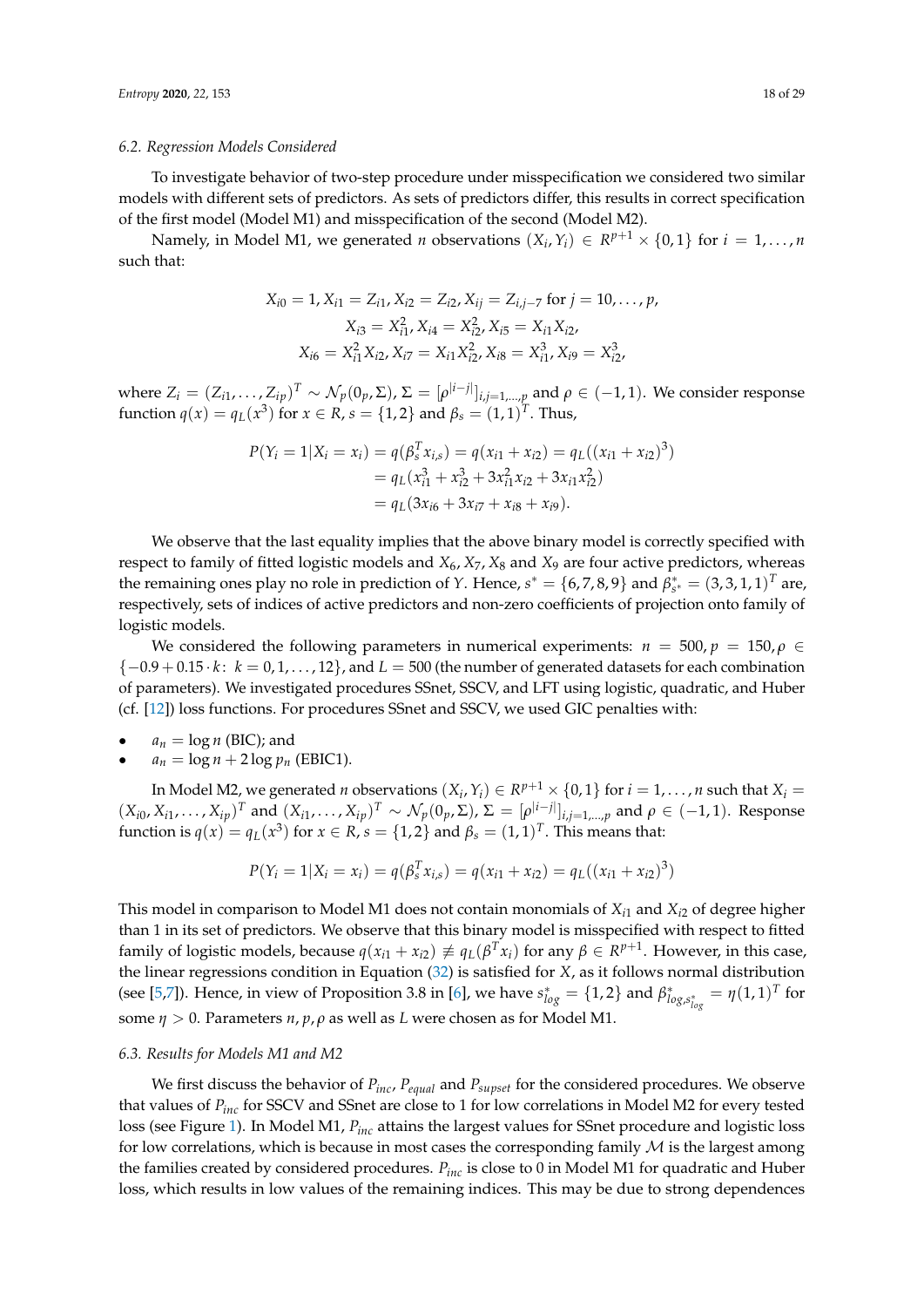### 6.2. Regression Models Considered

To investigate behavior of two-step procedure under misspecification we considered two similar models with different sets of predictors. As sets of predictors differ, this results in correct specification of the first model (Model M1) and misspecification of the second (Model M2).

Namely, in Model M1, we generated $n$ observations $(X_i, Y_i) \in R^{p+1} \times \{0,1\}$ for $i = 1, \ldots, n$ such that:

$$
\begin{gathered}
X_{i0} = 1, X_{i1} = Z_{i1}, X_{i2} = Z_{i2}, X_{ij} = Z_{i,j-7} \text{ for } j = 10, \ldots, p, \\
X_{i3} = X_{i1}^2, X_{i4} = X_{i2}^2, X_{i5} = X_{i1}X_{i2}, \\
X_{i6} = X_{i1}^2 X_{i2}, X_{i7} = X_{i1}X_{i2}^2, X_{i8} = X_{i1}^3, X_{i9} = X_{i2}^3,
\end{gathered}
$$

where $Z_i = (Z_{i1}, \ldots, Z_{ip})^T \sim \mathcal{N}_p(0_p, \Sigma)$, $\Sigma = [\rho^{|i-j|}]_{i,j=1,\ldots,p}$ and $\rho \in (-1,1)$. We consider response function $q(x) = q_L(x^3)$ for $x \in R$, $s = \{1,2\}$ and $\beta_s = (1,1)^T$. Thus,

$$
\begin{aligned}
P(Y_i = 1 | X_i = x_i) &= q(\beta_s^T x_{i,s}) = q(x_{i1} + x_{i2}) = q_L((x_{i1} + x_{i2})^3) \\
&= q_L(x_{i1}^3 + x_{i2}^3 + 3x_{i1}^2 x_{i2} + 3x_{i1}x_{i2}^2) \\
&= q_L(3x_{i6} + 3x_{i7} + x_{i8} + x_{i9}).
\end{aligned}
$$

We observe that the last equality implies that the above binary model is correctly specified with respect to family of fitted logistic models and $X_6, X_7, X_8$ and $X_9$ are four active predictors, whereas the remaining ones play no role in prediction of $Y$. Hence, $s^* = \{6,7,8,9\}$ and $\beta_{s^*}^* = (3,3,1,1)^T$ are, respectively, sets of indices of active predictors and non-zero coefficients of projection onto family of logistic models.

We considered the following parameters in numerical experiments: $n = 500, p = 150, \rho \in \{-0.9 + 0.15 \cdot k\colon\ k = 0, 1, \ldots, 12\}$, and $L = 500$ (the number of generated datasets for each combination of parameters). We investigated procedures SSnet, SSCV, and LFT using logistic, quadratic, and Huber (cf. [12]) loss functions. For procedures SSnet and SSCV, we used GIC penalties with:

- $a_n = \log n$ (BIC); and
- $a_n = \log n + 2 \log p_n$ (EBIC1).

In Model M2, we generated $n$ observations $(X_i, Y_i) \in R^{p+1} \times \{0,1\}$ for $i = 1, \ldots, n$ such that $X_i = (X_{i0}, X_{i1}, \ldots, X_{ip})^T$ and $(X_{i1}, \ldots, X_{ip})^T \sim \mathcal{N}_p(0_p, \Sigma)$, $\Sigma = [\rho^{|i-j|}]_{i,j=1,\ldots,p}$ and $\rho \in (-1,1)$. Response function is $q(x) = q_L(x^3)$ for $x \in R$, $s = \{1,2\}$ and $\beta_s = (1,1)^T$. This means that:

$$
P(Y_i = 1 | X_i = x_i) = q(\beta_s^T x_{i,s}) = q(x_{i1} + x_{i2}) = q_L((x_{i1} + x_{i2})^3)
$$

This model in comparison to Model M1 does not contain monomials of $X_{i1}$ and $X_{i2}$ of degree higher than 1 in its set of predictors. We observe that this binary model is misspecified with respect to fitted family of logistic models, because $q(x_{i1} + x_{i2}) \not\equiv q_L(\beta^T x_i)$ for any $\beta \in R^{p+1}$. However, in this case, the linear regressions condition in Equation (32) is satisfied for $X$, as it follows normal distribution (see [5,7]). Hence, in view of Proposition 3.8 in [6], we have $s_{log}^* = \{1,2\}$ and $\beta_{log,s_{log}^*}^* = \eta(1,1)^T$ for some $\eta > 0$. Parameters $n, p, \rho$ as well as $L$ were chosen as for Model M1.

### 6.3. Results for Models M1 and M2

We first discuss the behavior of $P_{inc}$, $P_{equal}$ and $P_{supset}$ for the considered procedures. We observe that values of $P_{inc}$ for SSCV and SSnet are close to 1 for low correlations in Model M2 for every tested loss (see Figure 1). In Model M1, $P_{inc}$ attains the largest values for SSnet procedure and logistic loss for low correlations, which is because in most cases the corresponding family $\mathcal{M}$ is the largest among the families created by considered procedures. $P_{inc}$ is close to 0 in Model M1 for quadratic and Huber loss, which results in low values of the remaining indices. This may be due to strong dependences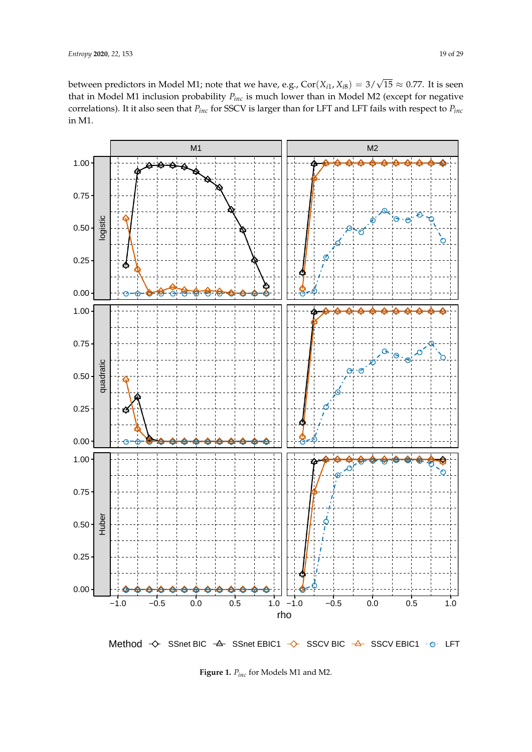between predictors in Model M1; note that we have, e.g., $\mathrm{Cor}(X_{i1}, X_{i8}) = 3/\sqrt{15} \approx 0.77$. It is seen that in Model M1 inclusion probability $P_{inc}$ is much lower than in Model M2 (except for negative correlations). It it also seen that $P_{inc}$ for SSCV is larger than for LFT and LFT fails with respect to $P_{inc}$ in M1.

**Figure 1.** $P_{inc}$ for Models M1 and M2.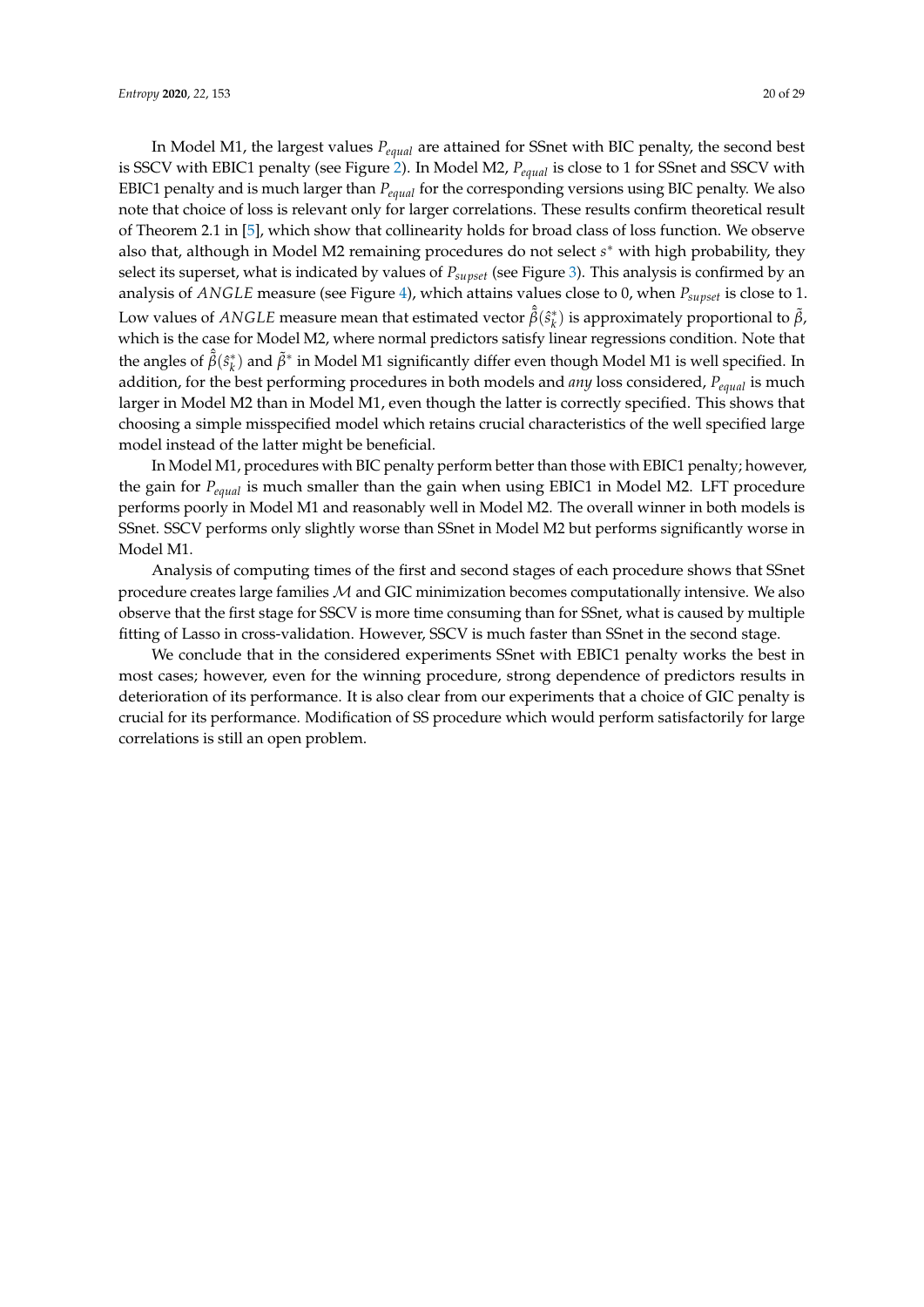In Model M1, the largest values $P_{equal}$ are attained for SSnet with BIC penalty, the second best is SSCV with EBIC1 penalty (see Figure 2). In Model M2, $P_{equal}$ is close to 1 for SSnet and SSCV with EBIC1 penalty and is much larger than $P_{equal}$ for the corresponding versions using BIC penalty. We also note that choice of loss is relevant only for larger correlations. These results confirm theoretical result of Theorem 2.1 in [5], which show that collinearity holds for broad class of loss function. We observe also that, although in Model M2 remaining procedures do not select $s^*$ with high probability, they select its superset, what is indicated by values of $P_{supset}$ (see Figure 3). This analysis is confirmed by an analysis of $ANGLE$ measure (see Figure 4), which attains values close to 0, when $P_{supset}$ is close to 1. Low values of $ANGLE$ measure mean that estimated vector $\hat{\tilde{\beta}}(\hat{s}_k^*)$ is approximately proportional to $\tilde{\beta}$, which is the case for Model M2, where normal predictors satisfy linear regressions condition. Note that the angles of $\hat{\tilde{\beta}}(\hat{s}_k^*)$ and $\tilde{\beta}^*$ in Model M1 significantly differ even though Model M1 is well specified. In addition, for the best performing procedures in both models and *any* loss considered, $P_{equal}$ is much larger in Model M2 than in Model M1, even though the latter is correctly specified. This shows that choosing a simple misspecified model which retains crucial characteristics of the well specified large model instead of the latter might be beneficial.

In Model M1, procedures with BIC penalty perform better than those with EBIC1 penalty; however, the gain for $P_{equal}$ is much smaller than the gain when using EBIC1 in Model M2. LFT procedure performs poorly in Model M1 and reasonably well in Model M2. The overall winner in both models is SSnet. SSCV performs only slightly worse than SSnet in Model M2 but performs significantly worse in Model M1.

Analysis of computing times of the first and second stages of each procedure shows that SSnet procedure creates large families $\mathcal{M}$ and GIC minimization becomes computationally intensive. We also observe that the first stage for SSCV is more time consuming than for SSnet, what is caused by multiple fitting of Lasso in cross-validation. However, SSCV is much faster than SSnet in the second stage.

We conclude that in the considered experiments SSnet with EBIC1 penalty works the best in most cases; however, even for the winning procedure, strong dependence of predictors results in deterioration of its performance. It is also clear from our experiments that a choice of GIC penalty is crucial for its performance. Modification of SS procedure which would perform satisfactorily for large correlations is still an open problem.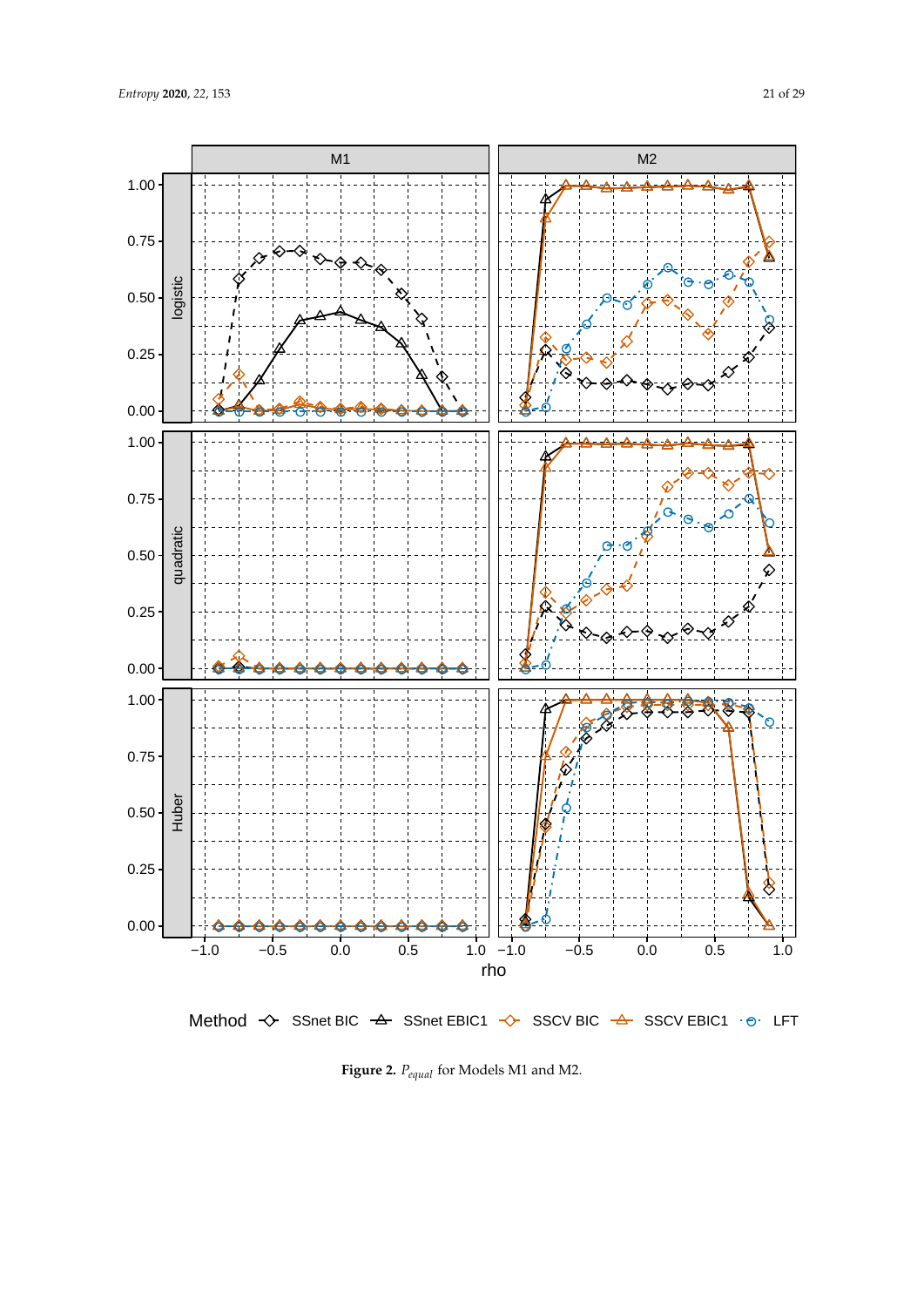**Figure 2.** $P_{equal}$ for Models M1 and M2.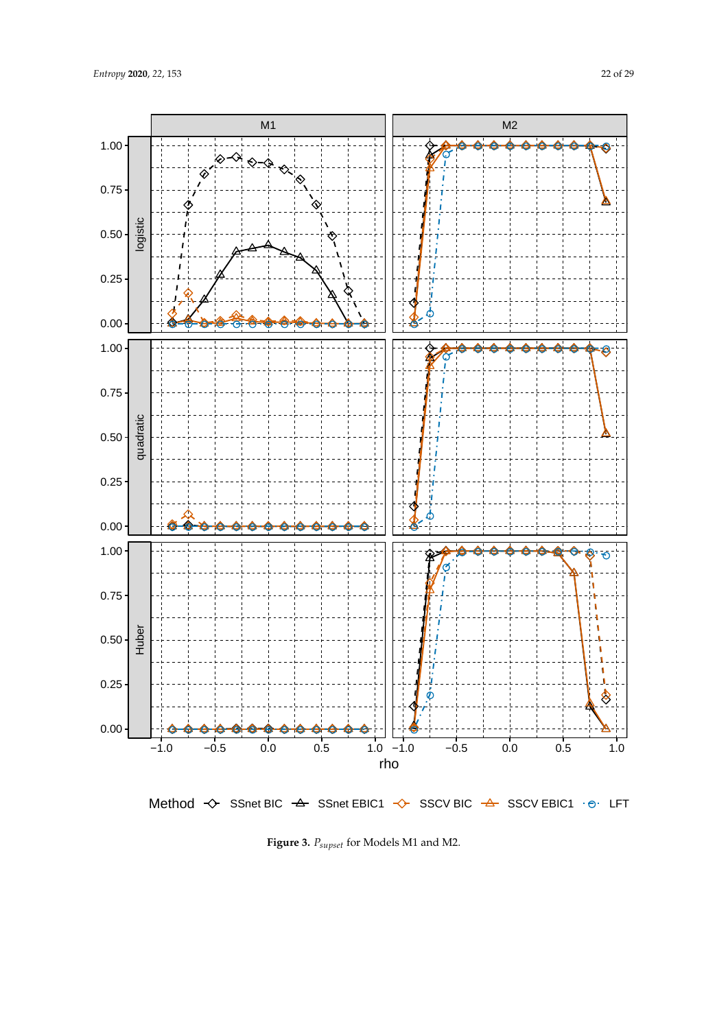**Figure 3.** $P_{supset}$ for Models M1 and M2.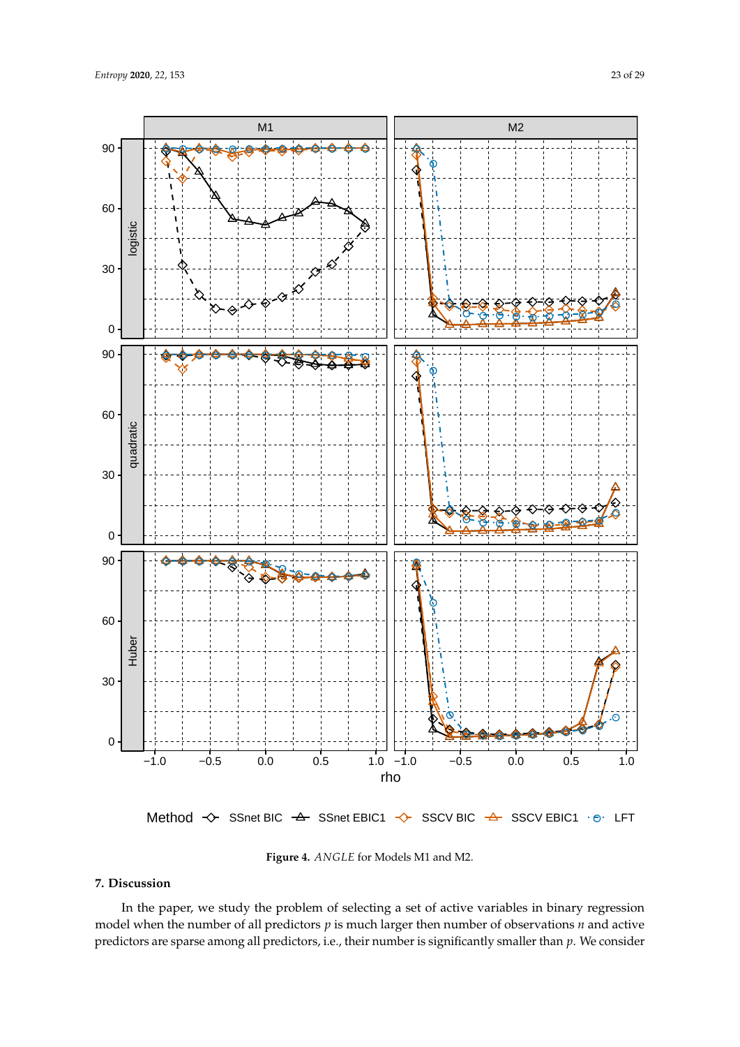**Figure 4.** *ANGLE* for Models M1 and M2.

## 7. Discussion

In the paper, we study the problem of selecting a set of active variables in binary regression model when the number of all predictors $p$ is much larger then number of observations $n$ and active predictors are sparse among all predictors, i.e., their number is significantly smaller than $p$. We consider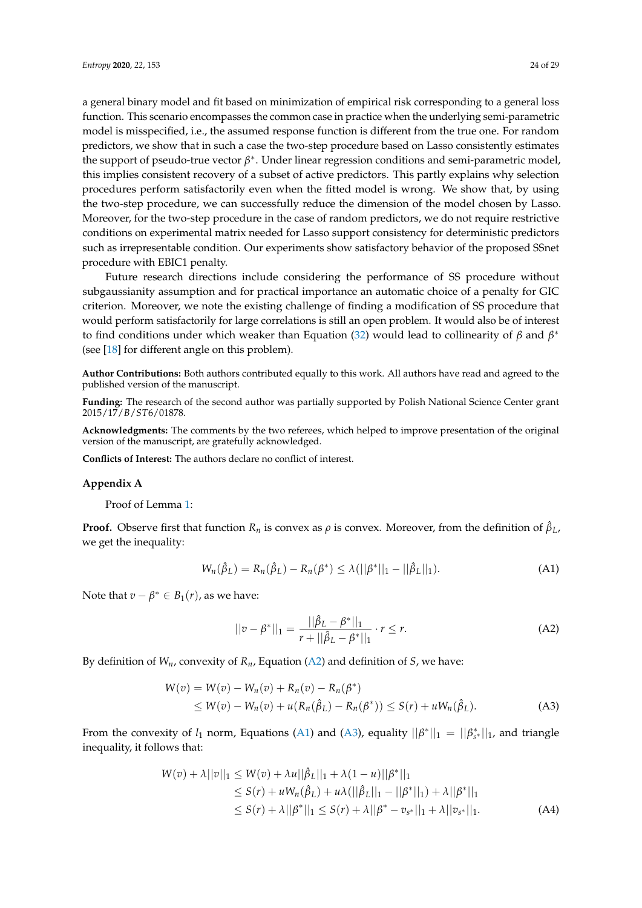a general binary model and fit based on minimization of empirical risk corresponding to a general loss function. This scenario encompasses the common case in practice when the underlying semi-parametric model is misspecified, i.e., the assumed response function is different from the true one. For random predictors, we show that in such a case the two-step procedure based on Lasso consistently estimates the support of pseudo-true vector $\beta^*$. Under linear regression conditions and semi-parametric model, this implies consistent recovery of a subset of active predictors. This partly explains why selection procedures perform satisfactorily even when the fitted model is wrong. We show that, by using the two-step procedure, we can successfully reduce the dimension of the model chosen by Lasso. Moreover, for the two-step procedure in the case of random predictors, we do not require restrictive conditions on experimental matrix needed for Lasso support consistency for deterministic predictors such as irrepresentable condition. Our experiments show satisfactory behavior of the proposed SSnet procedure with EBIC1 penalty.

Future research directions include considering the performance of SS procedure without subgaussianity assumption and for practical importance an automatic choice of a penalty for GIC criterion. Moreover, we note the existing challenge of finding a modification of SS procedure that would perform satisfactorily for large correlations is still an open problem. It would also be of interest to find conditions under which weaker than Equation (32) would lead to collinearity of $\beta$ and $\beta^*$ (see [18] for different angle on this problem).

**Author Contributions:** Both authors contributed equally to this work. All authors have read and agreed to the published version of the manuscript.

**Funding:** The research of the second author was partially supported by Polish National Science Center grant 2015/17/*B*/*ST*6/01878.

**Acknowledgments:** The comments by the two referees, which helped to improve presentation of the original version of the manuscript, are gratefully acknowledged.

**Conflicts of Interest:** The authors declare no conflict of interest.

## Appendix A

Proof of Lemma 1:

**Proof.** Observe first that function $R_n$ is convex as $\rho$ is convex. Moreover, from the definition of $\hat{\beta}_L$, we get the inequality:

$$W_n(\hat{\beta}_L) = R_n(\hat{\beta}_L) - R_n(\beta^*) \leq \lambda(||\beta^*||_1 - ||\hat{\beta}_L||_1). \tag{A1}$$

Note that $v - \beta^* \in B_1(r)$, as we have:

$$||v - \beta^*||_1 = \frac{||\hat{\beta}_L - \beta^*||_1}{r + ||\hat{\beta}_L - \beta^*||_1} \cdot r \leq r. \tag{A2}$$

By definition of $W_n$, convexity of $R_n$, Equation (A2) and definition of $S$, we have:

$$\begin{aligned} W(v) &= W(v) - W_n(v) + R_n(v) - R_n(\beta^*) \\ &\leq W(v) - W_n(v) + u(R_n(\hat{\beta}_L) - R_n(\beta^*)) \leq S(r) + uW_n(\hat{\beta}_L). \end{aligned} \tag{A3}$$

From the convexity of $l_1$ norm, Equations (A1) and (A3), equality $||\beta^*||_1 = ||\beta^*_{s^*}||_1$, and triangle inequality, it follows that:

$$\begin{aligned} W(v) + \lambda||v||_1 &\leq W(v) + \lambda u||\hat{\beta}_L||_1 + \lambda(1-u)||\beta^*||_1 \\ &\leq S(r) + uW_n(\hat{\beta}_L) + u\lambda(||\hat{\beta}_L||_1 - ||\beta^*||_1) + \lambda||\beta^*||_1 \\ &\leq S(r) + \lambda||\beta^*||_1 \leq S(r) + \lambda||\beta^* - v_{s^*}||_1 + \lambda||v_{s^*}||_1. \end{aligned} \tag{A4}$$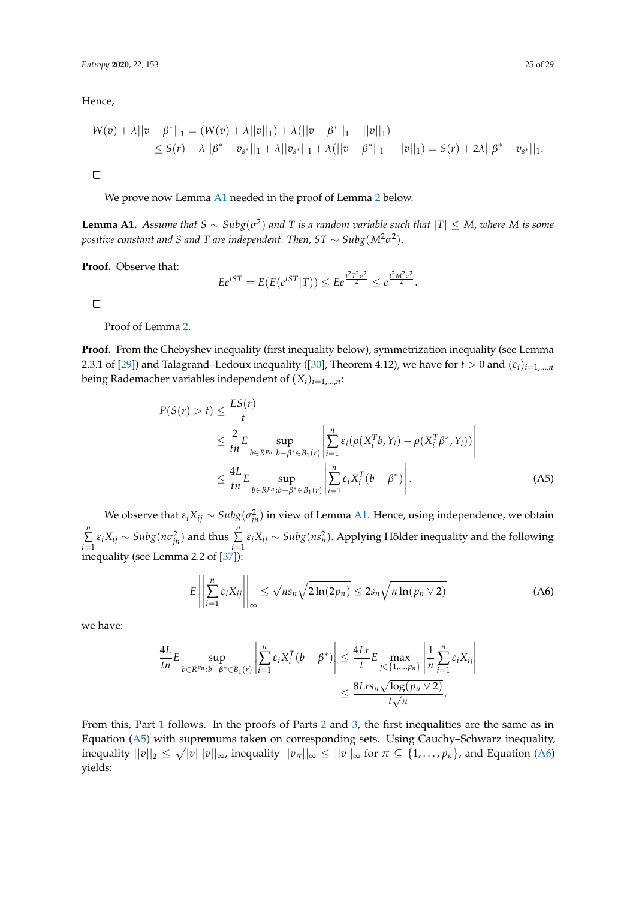Hence,

$$
\begin{aligned}
W(v) + \lambda||v - \beta^*||_1 &= (W(v) + \lambda||v||_1) + \lambda(||v - \beta^*||_1 - ||v||_1) \\
&\leq S(r) + \lambda||\beta^* - v_{s^*}||_1 + \lambda||v_{s^*}||_1 + \lambda(||v - \beta^*||_1 - ||v||_1) = S(r) + 2\lambda||\beta^* - v_{s^*}||_1.
\end{aligned}
$$

□

We prove now Lemma A1 needed in the proof of Lemma 2 below.

**Lemma A1.** *Assume that $S \sim Subg(\sigma^2)$ and $T$ is a random variable such that $|T| \leq M$, where $M$ is some positive constant and $S$ and $T$ are independent. Then, $ST \sim Subg(M^2\sigma^2)$.*

**Proof.** Observe that:

$$
Ee^{tST} = E(E(e^{tST}|T)) \leq Ee^{\frac{t^2T^2\sigma^2}{2}} \leq e^{\frac{t^2M^2\sigma^2}{2}}.
$$

□

Proof of Lemma 2.

**Proof.** From the Chebyshev inequality (first inequality below), symmetrization inequality (see Lemma 2.3.1 of [29]) and Talagrand–Ledoux inequality ([30], Theorem 4.12), we have for $t > 0$ and $(\varepsilon_i)_{i=1,\ldots,n}$ being Rademacher variables independent of $(X_i)_{i=1,\ldots,n}$:

$$
\begin{aligned}
P(S(r) > t) &\leq \frac{ES(r)}{t} \\
&\leq \frac{2}{tn} E \sup_{b \in R^{p_n}: b - \beta^* \in B_1(r)} \left| \sum_{i=1}^n \varepsilon_i (\rho(X_i^T b, Y_i) - \rho(X_i^T \beta^*, Y_i)) \right| \\
&\leq \frac{4L}{tn} E \sup_{b \in R^{p_n}: b - \beta^* \in B_1(r)} \left| \sum_{i=1}^n \varepsilon_i X_i^T (b - \beta^*) \right|. \qquad \text{(A5)}
\end{aligned}
$$

We observe that $\varepsilon_i X_{ij} \sim Subg(\sigma_{jn}^2)$ in view of Lemma A1. Hence, using independence, we obtain $\sum_{i=1}^n \varepsilon_i X_{ij} \sim Subg(n\sigma_{jn}^2)$ and thus $\sum_{i=1}^n \varepsilon_i X_{ij} \sim Subg(ns_n^2)$. Applying Hölder inequality and the following inequality (see Lemma 2.2 of [37]):

$$
E \left|\left| \sum_{i=1}^n \varepsilon_i X_{ij} \right|\right|_\infty \leq \sqrt{n} s_n \sqrt{2\ln(2p_n)} \leq 2s_n \sqrt{n \ln(p_n \vee 2)} \qquad \text{(A6)}
$$

we have:

$$
\begin{aligned}
\frac{4L}{tn} E \sup_{b \in R^{p_n}: b - \beta^* \in B_1(r)} \left| \sum_{i=1}^n \varepsilon_i X_i^T (b - \beta^*) \right| &\leq \frac{4Lr}{t} E \max_{j \in \{1,\ldots,p_n\}} \left| \frac{1}{n} \sum_{i=1}^n \varepsilon_i X_{ij} \right| \\
&\leq \frac{8Lrs_n \sqrt{\log(p_n \vee 2)}}{t\sqrt{n}}.
\end{aligned}
$$

From this, Part 1 follows. In the proofs of Parts 2 and 3, the first inequalities are the same as in Equation (A5) with supremums taken on corresponding sets. Using Cauchy–Schwarz inequality, inequality $||v||_2 \leq \sqrt{|v|}||v||_\infty$, inequality $||v_\pi||_\infty \leq ||v||_\infty$ for $\pi \subseteq \{1,\ldots,p_n\}$, and Equation (A6) yields: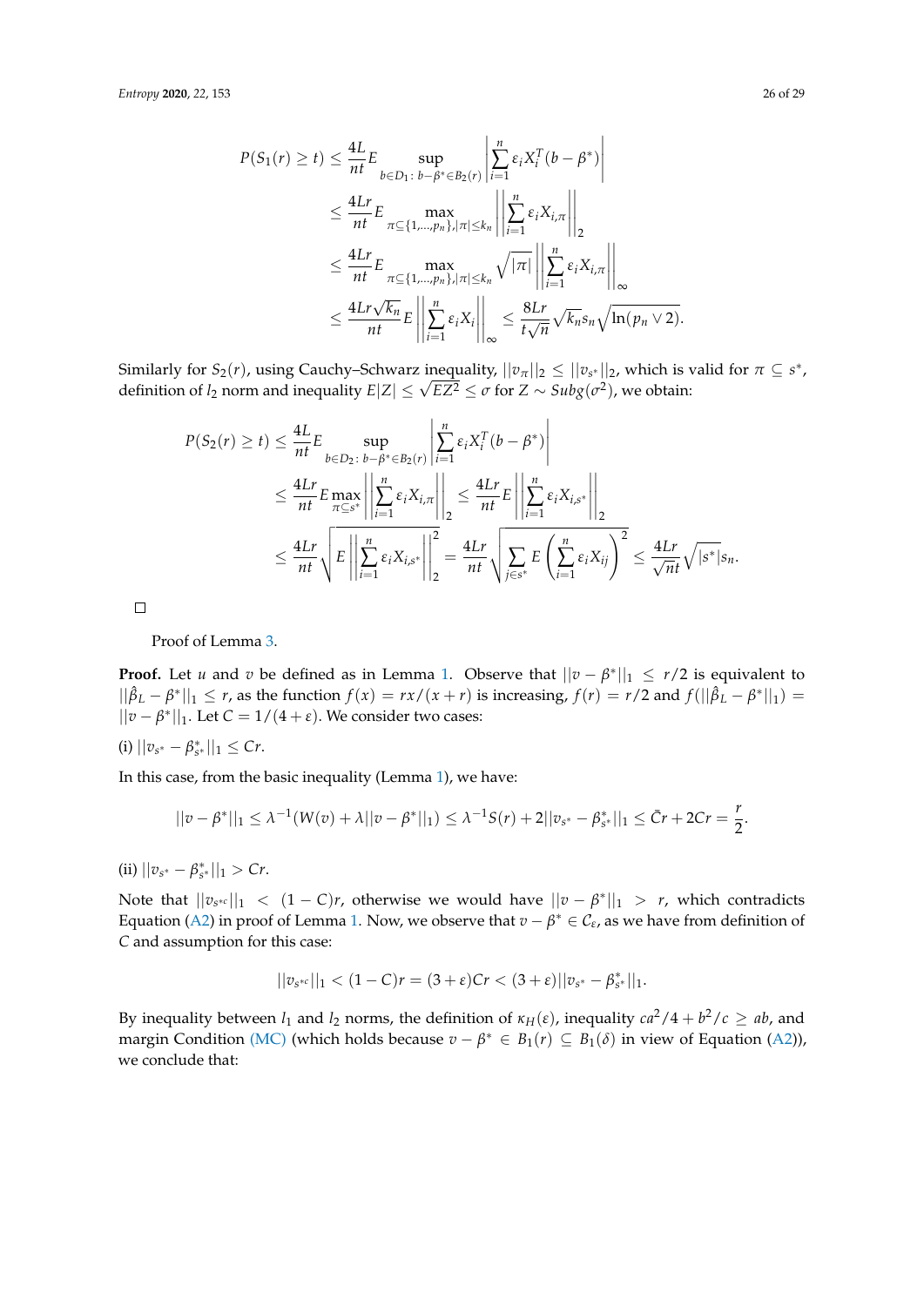$$
\begin{aligned}
P(S_1(r) \geq t) &\leq \frac{4L}{nt} E \sup_{b \in D_1:\, b-\beta^* \in B_2(r)} \left| \sum_{i=1}^n \varepsilon_i X_i^T (b - \beta^*) \right| \\
&\leq \frac{4Lr}{nt} E \max_{\pi \subseteq \{1,\ldots,p_n\}, |\pi| \leq k_n} \left|\left| \sum_{i=1}^n \varepsilon_i X_{i,\pi} \right|\right|_2 \\
&\leq \frac{4Lr}{nt} E \max_{\pi \subseteq \{1,\ldots,p_n\}, |\pi| \leq k_n} \sqrt{|\pi|} \left|\left| \sum_{i=1}^n \varepsilon_i X_{i,\pi} \right|\right|_\infty \\
&\leq \frac{4Lr\sqrt{k_n}}{nt} E \left|\left| \sum_{i=1}^n \varepsilon_i X_i \right|\right|_\infty \leq \frac{8Lr}{t\sqrt{n}} \sqrt{k_n} s_n \sqrt{\ln(p_n \vee 2)}.
\end{aligned}
$$

Similarly for $S_2(r)$, using Cauchy–Schwarz inequality, $||v_\pi||_2 \leq ||v_{s^*}||_2$, which is valid for $\pi \subseteq s^*$, definition of $l_2$ norm and inequality $E|Z| \leq \sqrt{EZ^2} \leq \sigma$ for $Z \sim Subg(\sigma^2)$, we obtain:

$$
\begin{aligned}
P(S_2(r) \geq t) &\leq \frac{4L}{nt} E \sup_{b \in D_2:\, b-\beta^* \in B_2(r)} \left| \sum_{i=1}^n \varepsilon_i X_i^T (b - \beta^*) \right| \\
&\leq \frac{4Lr}{nt} E \max_{\pi \subseteq s^*} \left|\left| \sum_{i=1}^n \varepsilon_i X_{i,\pi} \right|\right|_2 \leq \frac{4Lr}{nt} E \left|\left| \sum_{i=1}^n \varepsilon_i X_{i,s^*} \right|\right|_2 \\
&\leq \frac{4Lr}{nt} \sqrt{E \left|\left| \sum_{i=1}^n \varepsilon_i X_{i,s^*} \right|\right|_2^2} = \frac{4Lr}{nt} \sqrt{\sum_{j \in s^*} E \left( \sum_{i=1}^n \varepsilon_i X_{ij} \right)^2} \leq \frac{4Lr}{\sqrt{nt}} \sqrt{|s^*|} s_n.
\end{aligned}
$$

□

Proof of Lemma 3.

**Proof.** Let $u$ and $v$ be defined as in Lemma 1. Observe that $||v - \beta^*||_1 \leq r/2$ is equivalent to $||\hat{\beta}_L - \beta^*||_1 \leq r$, as the function $f(x) = rx/(x+r)$ is increasing, $f(r) = r/2$ and $f(||\hat{\beta}_L - \beta^*||_1) = ||v - \beta^*||_1$. Let $C = 1/(4+\varepsilon)$. We consider two cases:

(i) $||v_{s^*} - \beta^*_{s^*}||_1 \leq Cr$.

In this case, from the basic inequality (Lemma 1), we have:

$$
||v - \beta^*||_1 \leq \lambda^{-1}(W(v) + \lambda||v - \beta^*||_1) \leq \lambda^{-1} S(r) + 2||v_{s^*} - \beta^*_{s^*}||_1 \leq \bar{C}r + 2Cr = \frac{r}{2}.
$$

(ii) $||v_{s^*} - \beta^*_{s^*}||_1 > Cr$.

Note that $||v_{s^{*c}}||_1 < (1-C)r$, otherwise we would have $||v - \beta^*||_1 > r$, which contradicts Equation (A2) in proof of Lemma 1. Now, we observe that $v - \beta^* \in \mathcal{C}_\varepsilon$, as we have from definition of $C$ and assumption for this case:

$$
||v_{s^{*c}}||_1 < (1-C)r = (3+\varepsilon)Cr < (3+\varepsilon)||v_{s^*} - \beta^*_{s^*}||_1.
$$

By inequality between $l_1$ and $l_2$ norms, the definition of $\kappa_H(\varepsilon)$, inequality $ca^2/4 + b^2/c \geq ab$, and margin Condition (MC) (which holds because $v - \beta^* \in B_1(r) \subseteq B_1(\delta)$ in view of Equation (A2)), we conclude that: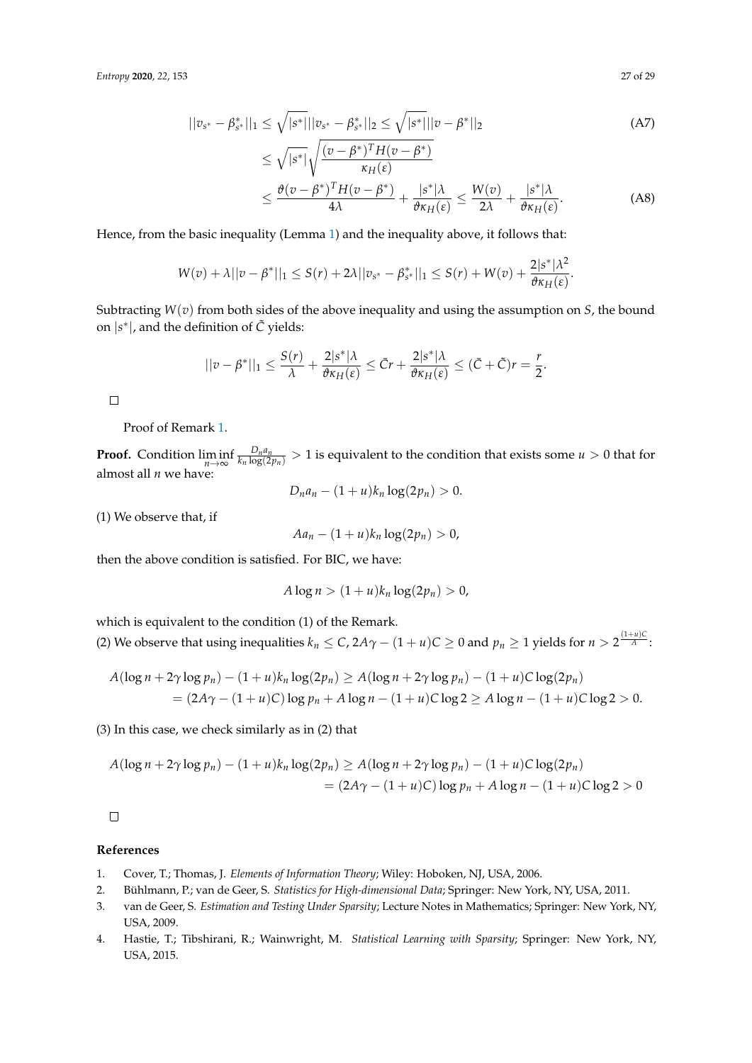$$
\begin{aligned}
||v_{s^*} - \beta^*_{s^*}||_1 &\leq \sqrt{|s^*|}||v_{s^*} - \beta^*_{s^*}||_2 \leq \sqrt{|s^*|}||v - \beta^*||_2 \qquad \text{(A7)} \\
&\leq \sqrt{|s^*|}\sqrt{\frac{(v-\beta^*)^T H (v-\beta^*)}{\kappa_H(\varepsilon)}} \\
&\leq \frac{\vartheta (v-\beta^*)^T H (v-\beta^*)}{4\lambda} + \frac{|s^*|\lambda}{\vartheta \kappa_H(\varepsilon)} \leq \frac{W(v)}{2\lambda} + \frac{|s^*|\lambda}{\vartheta \kappa_H(\varepsilon)}. \qquad \text{(A8)}
\end{aligned}
$$

Hence, from the basic inequality (Lemma 1) and the inequality above, it follows that:

$$
W(v) + \lambda||v - \beta^*||_1 \leq S(r) + 2\lambda||v_{s^*} - \beta^*_{s^*}||_1 \leq S(r) + W(v) + \frac{2|s^*|\lambda^2}{\vartheta \kappa_H(\varepsilon)}.
$$

Subtracting $W(v)$ from both sides of the above inequality and using the assumption on $S$, the bound on $|s^*|$, and the definition of $\tilde{C}$ yields:

$$
||v - \beta^*||_1 \leq \frac{S(r)}{\lambda} + \frac{2|s^*|\lambda}{\vartheta \kappa_H(\varepsilon)} \leq \bar{C}r + \frac{2|s^*|\lambda}{\vartheta \kappa_H(\varepsilon)} \leq (\bar{C} + \tilde{C})r = \frac{r}{2}.
$$

□

Proof of Remark 1.

**Proof.** Condition $\liminf_{n\to\infty} \frac{D_n a_n}{k_n \log(2p_n)} > 1$ is equivalent to the condition that exists some $u > 0$ that for almost all $n$ we have:

$$
D_n a_n - (1+u)k_n \log(2p_n) > 0.
$$

(1) We observe that, if

$$
A a_n - (1+u)k_n \log(2p_n) > 0,
$$

then the above condition is satisfied. For BIC, we have:

$$
A \log n > (1+u)k_n \log(2p_n) > 0,
$$

which is equivalent to the condition (1) of the Remark.

(2) We observe that using inequalities $k_n \leq C$, $2A\gamma - (1+u)C \geq 0$ and $p_n \geq 1$ yields for $n > 2^{\frac{(1+u)C}{A}}$:

$$
\begin{aligned}
A(\log n + 2\gamma \log p_n) - (1+u)k_n \log(2p_n) &\geq A(\log n + 2\gamma \log p_n) - (1+u)C \log(2p_n) \\
&= (2A\gamma - (1+u)C)\log p_n + A\log n - (1+u)C\log 2 \geq A\log n - (1+u)C\log 2 > 0.
\end{aligned}
$$

(3) In this case, we check similarly as in (2) that

$$
\begin{aligned}
A(\log n + 2\gamma \log p_n) - (1+u)k_n \log(2p_n) &\geq A(\log n + 2\gamma \log p_n) - (1+u)C \log(2p_n) \\
&= (2A\gamma - (1+u)C)\log p_n + A\log n - (1+u)C\log 2 > 0
\end{aligned}
$$

□

## References

1. Cover, T.; Thomas, J. *Elements of Information Theory*; Wiley: Hoboken, NJ, USA, 2006.
2. Bühlmann, P.; van de Geer, S. *Statistics for High-dimensional Data*; Springer: New York, NY, USA, 2011.
3. van de Geer, S. *Estimation and Testing Under Sparsity*; Lecture Notes in Mathematics; Springer: New York, NY, USA, 2009.
4. Hastie, T.; Tibshirani, R.; Wainwright, M. *Statistical Learning with Sparsity*; Springer: New York, NY, USA, 2015.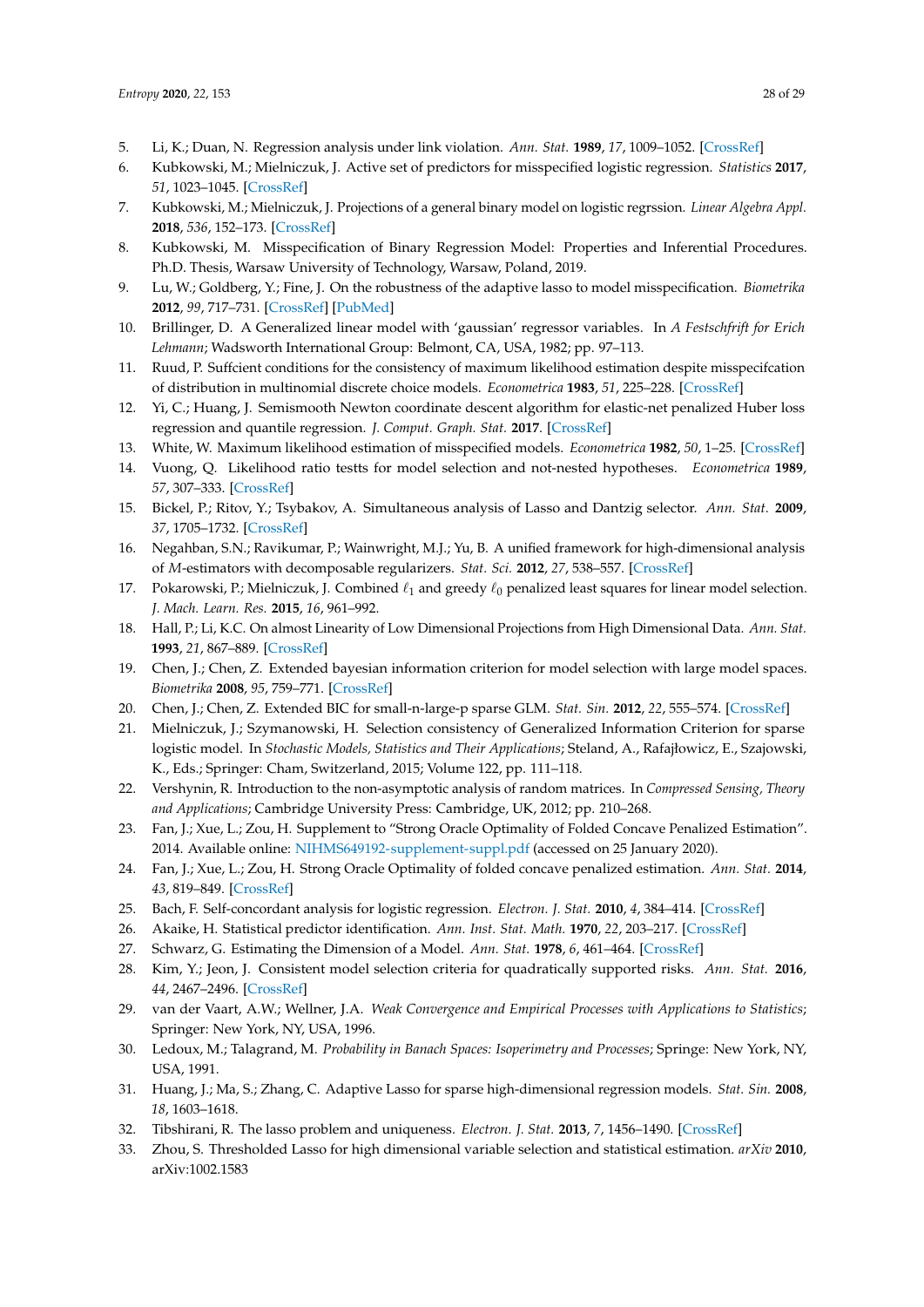5. Li, K.; Duan, N. Regression analysis under link violation. *Ann. Stat.* **1989**, *17*, 1009–1052. [CrossRef]
6. Kubkowski, M.; Mielniczuk, J. Active set of predictors for misspecified logistic regression. *Statistics* **2017**, *51*, 1023–1045. [CrossRef]
7. Kubkowski, M.; Mielniczuk, J. Projections of a general binary model on logistic regrssion. *Linear Algebra Appl.* **2018**, *536*, 152–173. [CrossRef]
8. Kubkowski, M. Misspecification of Binary Regression Model: Properties and Inferential Procedures. Ph.D. Thesis, Warsaw University of Technology, Warsaw, Poland, 2019.
9. Lu, W.; Goldberg, Y.; Fine, J. On the robustness of the adaptive lasso to model misspecification. *Biometrika* **2012**, *99*, 717–731. [CrossRef] [PubMed]
10. Brillinger, D. A Generalized linear model with 'gaussian' regressor variables. In *A Festschfrift for Erich Lehmann*; Wadsworth International Group: Belmont, CA, USA, 1982; pp. 97–113.
11. Ruud, P. Suffcient conditions for the consistency of maximum likelihood estimation despite misspecifcation of distribution in multinomial discrete choice models. *Econometrica* **1983**, *51*, 225–228. [CrossRef]
12. Yi, C.; Huang, J. Semismooth Newton coordinate descent algorithm for elastic-net penalized Huber loss regression and quantile regression. *J. Comput. Graph. Stat.* **2017**. [CrossRef]
13. White, W. Maximum likelihood estimation of misspecified models. *Econometrica* **1982**, *50*, 1–25. [CrossRef]
14. Vuong, Q. Likelihood ratio testts for model selection and not-nested hypotheses. *Econometrica* **1989**, *57*, 307–333. [CrossRef]
15. Bickel, P.; Ritov, Y.; Tsybakov, A. Simultaneous analysis of Lasso and Dantzig selector. *Ann. Stat.* **2009**, *37*, 1705–1732. [CrossRef]
16. Negahban, S.N.; Ravikumar, P.; Wainwright, M.J.; Yu, B. A unified framework for high-dimensional analysis of *M*-estimators with decomposable regularizers. *Stat. Sci.* **2012**, *27*, 538–557. [CrossRef]
17. Pokarowski, P.; Mielniczuk, J. Combined $\ell_1$ and greedy $\ell_0$ penalized least squares for linear model selection. *J. Mach. Learn. Res.* **2015**, *16*, 961–992.
18. Hall, P.; Li, K.C. On almost Linearity of Low Dimensional Projections from High Dimensional Data. *Ann. Stat.* **1993**, *21*, 867–889. [CrossRef]
19. Chen, J.; Chen, Z. Extended bayesian information criterion for model selection with large model spaces. *Biometrika* **2008**, *95*, 759–771. [CrossRef]
20. Chen, J.; Chen, Z. Extended BIC for small-n-large-p sparse GLM. *Stat. Sin.* **2012**, *22*, 555–574. [CrossRef]
21. Mielniczuk, J.; Szymanowski, H. Selection consistency of Generalized Information Criterion for sparse logistic model. In *Stochastic Models, Statistics and Their Applications*; Steland, A., Rafajłowicz, E., Szajowski, K., Eds.; Springer: Cham, Switzerland, 2015; Volume 122, pp. 111–118.
22. Vershynin, R. Introduction to the non-asymptotic analysis of random matrices. In *Compressed Sensing, Theory and Applications*; Cambridge University Press: Cambridge, UK, 2012; pp. 210–268.
23. Fan, J.; Xue, L.; Zou, H. Supplement to "Strong Oracle Optimality of Folded Concave Penalized Estimation". 2014. Available online: NIHMS649192-supplement-suppl.pdf (accessed on 25 January 2020).
24. Fan, J.; Xue, L.; Zou, H. Strong Oracle Optimality of folded concave penalized estimation. *Ann. Stat.* **2014**, *43*, 819–849. [CrossRef]
25. Bach, F. Self-concordant analysis for logistic regression. *Electron. J. Stat.* **2010**, *4*, 384–414. [CrossRef]
26. Akaike, H. Statistical predictor identification. *Ann. Inst. Stat. Math.* **1970**, *22*, 203–217. [CrossRef]
27. Schwarz, G. Estimating the Dimension of a Model. *Ann. Stat.* **1978**, *6*, 461–464. [CrossRef]
28. Kim, Y.; Jeon, J. Consistent model selection criteria for quadratically supported risks. *Ann. Stat.* **2016**, *44*, 2467–2496. [CrossRef]
29. van der Vaart, A.W.; Wellner, J.A. *Weak Convergence and Empirical Processes with Applications to Statistics*; Springer: New York, NY, USA, 1996.
30. Ledoux, M.; Talagrand, M. *Probability in Banach Spaces: Isoperimetry and Processes*; Springe: New York, NY, USA, 1991.
31. Huang, J.; Ma, S.; Zhang, C. Adaptive Lasso for sparse high-dimensional regression models. *Stat. Sin.* **2008**, *18*, 1603–1618.
32. Tibshirani, R. The lasso problem and uniqueness. *Electron. J. Stat.* **2013**, *7*, 1456–1490. [CrossRef]
33. Zhou, S. Thresholded Lasso for high dimensional variable selection and statistical estimation. *arXiv* **2010**, arXiv:1002.1583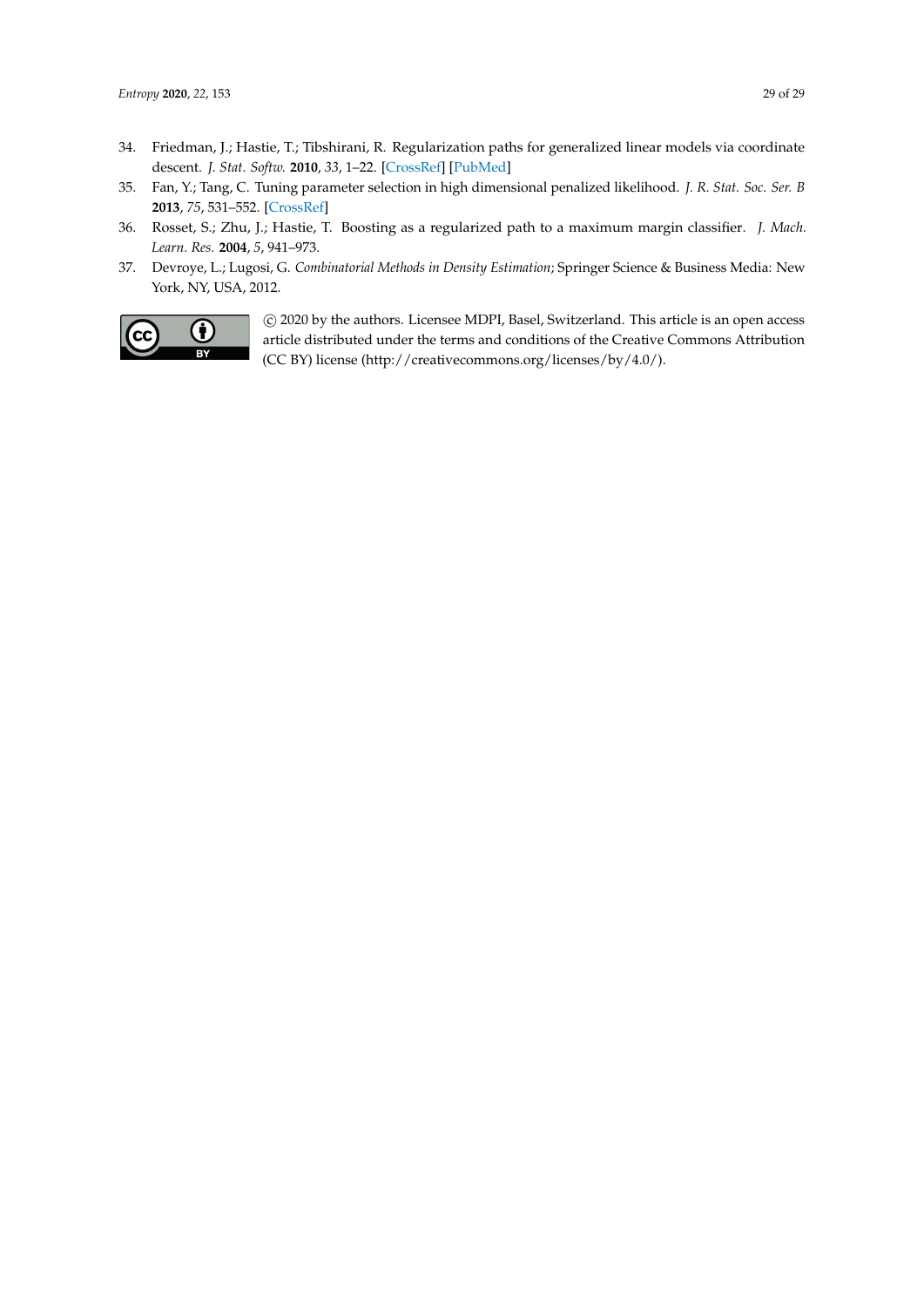34. Friedman, J.; Hastie, T.; Tibshirani, R. Regularization paths for generalized linear models via coordinate descent. *J. Stat. Softw.* **2010**, *33*, 1–22. [CrossRef] [PubMed]
35. Fan, Y.; Tang, C. Tuning parameter selection in high dimensional penalized likelihood. *J. R. Stat. Soc. Ser. B* **2013**, *75*, 531–552. [CrossRef]
36. Rosset, S.; Zhu, J.; Hastie, T. Boosting as a regularized path to a maximum margin classifier. *J. Mach. Learn. Res.* **2004**, *5*, 941–973.
37. Devroye, L.; Lugosi, G. *Combinatorial Methods in Density Estimation*; Springer Science & Business Media: New York, NY, USA, 2012.

© 2020 by the authors. Licensee MDPI, Basel, Switzerland. This article is an open access article distributed under the terms and conditions of the Creative Commons Attribution (CC BY) license (http://creativecommons.org/licenses/by/4.0/).